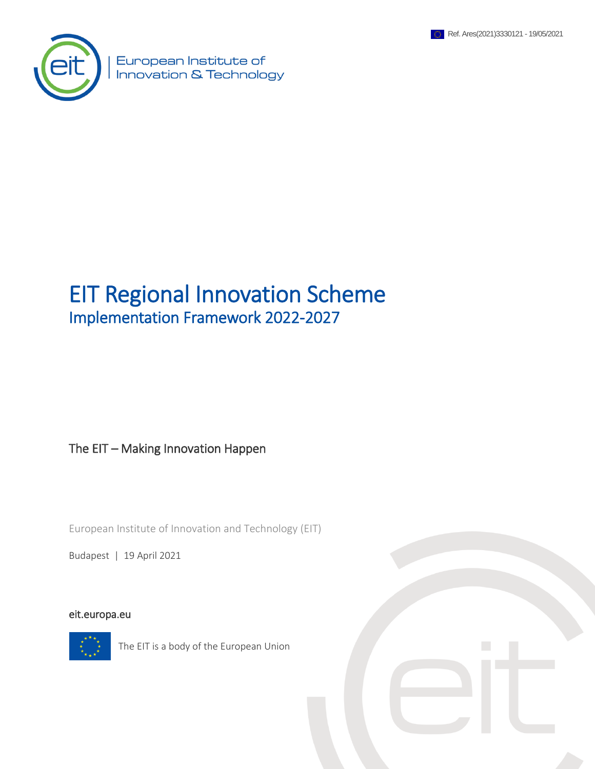Ref. Ares(2021)3330121 - 19/05/2021

European Institute of Innovation & Technology

# EIT Regional Innovation Scheme

## Implementation Framework 2022-2027

The EIT – Making Innovation Happen

European Institute of Innovation and Technology (EIT)

Budapest | 19 April 2021

eit.europa.eu

The EIT is a body of the European Union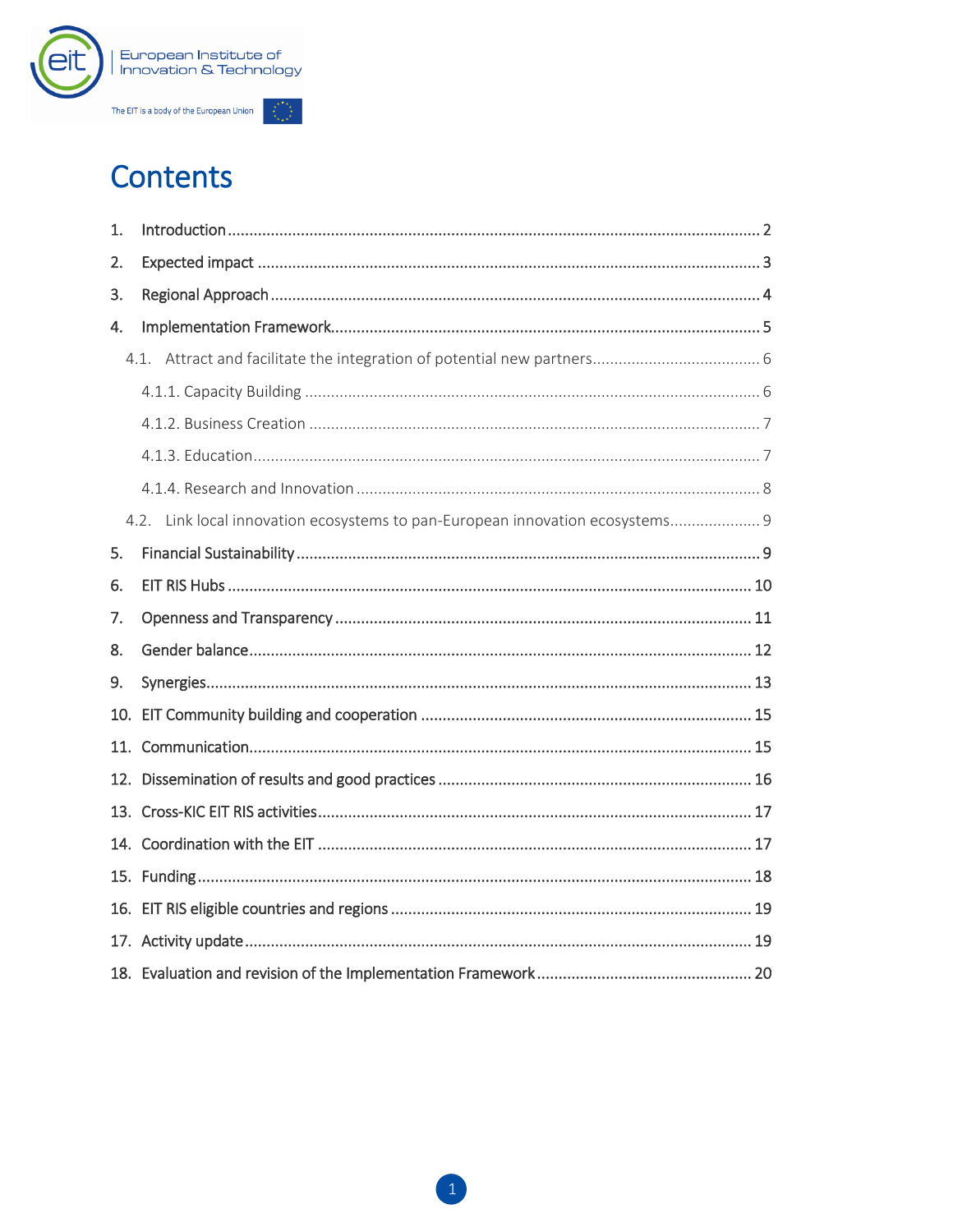# Contents

1. Introduction ........ 2
2. Expected impact ........ 3
3. Regional Approach ........ 4
4. Implementation Framework ........ 5
   - 4.1. Attract and facilitate the integration of potential new partners ........ 6
     - 4.1.1. Capacity Building ........ 6
     - 4.1.2. Business Creation ........ 7
     - 4.1.3. Education ........ 7
     - 4.1.4. Research and Innovation ........ 8
   - 4.2. Link local innovation ecosystems to pan-European innovation ecosystems ........ 9
5. Financial Sustainability ........ 9
6. EIT RIS Hubs ........ 10
7. Openness and Transparency ........ 11
8. Gender balance ........ 12
9. Synergies ........ 13
10. EIT Community building and cooperation ........ 15
11. Communication ........ 15
12. Dissemination of results and good practices ........ 16
13. Cross-KIC EIT RIS activities ........ 17
14. Coordination with the EIT ........ 17
15. Funding ........ 18
16. EIT RIS eligible countries and regions ........ 19
17. Activity update ........ 19
18. Evaluation and revision of the Implementation Framework ........ 20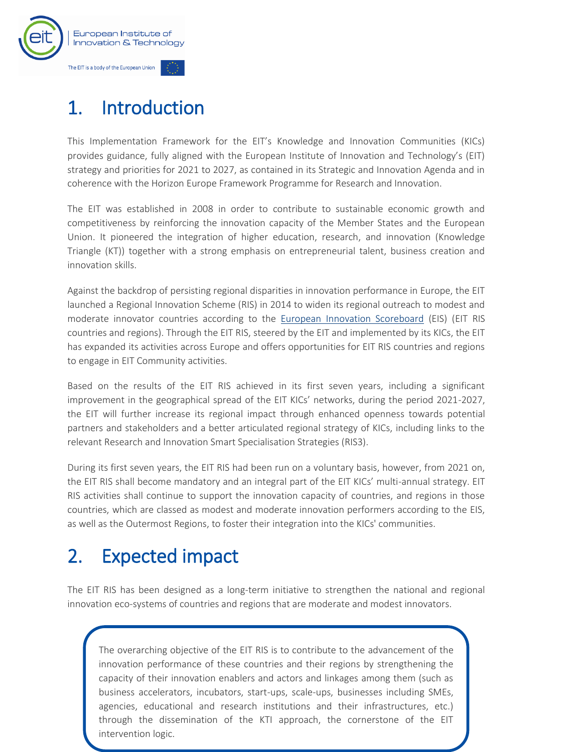# 1. Introduction

This Implementation Framework for the EIT's Knowledge and Innovation Communities (KICs) provides guidance, fully aligned with the European Institute of Innovation and Technology's (EIT) strategy and priorities for 2021 to 2027, as contained in its Strategic and Innovation Agenda and in coherence with the Horizon Europe Framework Programme for Research and Innovation.

The EIT was established in 2008 in order to contribute to sustainable economic growth and competitiveness by reinforcing the innovation capacity of the Member States and the European Union. It pioneered the integration of higher education, research, and innovation (Knowledge Triangle (KT)) together with a strong emphasis on entrepreneurial talent, business creation and innovation skills.

Against the backdrop of persisting regional disparities in innovation performance in Europe, the EIT launched a Regional Innovation Scheme (RIS) in 2014 to widen its regional outreach to modest and moderate innovator countries according to the European Innovation Scoreboard (EIS) (EIT RIS countries and regions). Through the EIT RIS, steered by the EIT and implemented by its KICs, the EIT has expanded its activities across Europe and offers opportunities for EIT RIS countries and regions to engage in EIT Community activities.

Based on the results of the EIT RIS achieved in its first seven years, including a significant improvement in the geographical spread of the EIT KICs' networks, during the period 2021-2027, the EIT will further increase its regional impact through enhanced openness towards potential partners and stakeholders and a better articulated regional strategy of KICs, including links to the relevant Research and Innovation Smart Specialisation Strategies (RIS3).

During its first seven years, the EIT RIS had been run on a voluntary basis, however, from 2021 on, the EIT RIS shall become mandatory and an integral part of the EIT KICs' multi-annual strategy. EIT RIS activities shall continue to support the innovation capacity of countries, and regions in those countries, which are classed as modest and moderate innovation performers according to the EIS, as well as the Outermost Regions, to foster their integration into the KICs' communities.

# 2. Expected impact

The EIT RIS has been designed as a long-term initiative to strengthen the national and regional innovation eco-systems of countries and regions that are moderate and modest innovators.

The overarching objective of the EIT RIS is to contribute to the advancement of the innovation performance of these countries and their regions by strengthening the capacity of their innovation enablers and actors and linkages among them (such as business accelerators, incubators, start-ups, scale-ups, businesses including SMEs, agencies, educational and research institutions and their infrastructures, etc.) through the dissemination of the KTI approach, the cornerstone of the EIT intervention logic.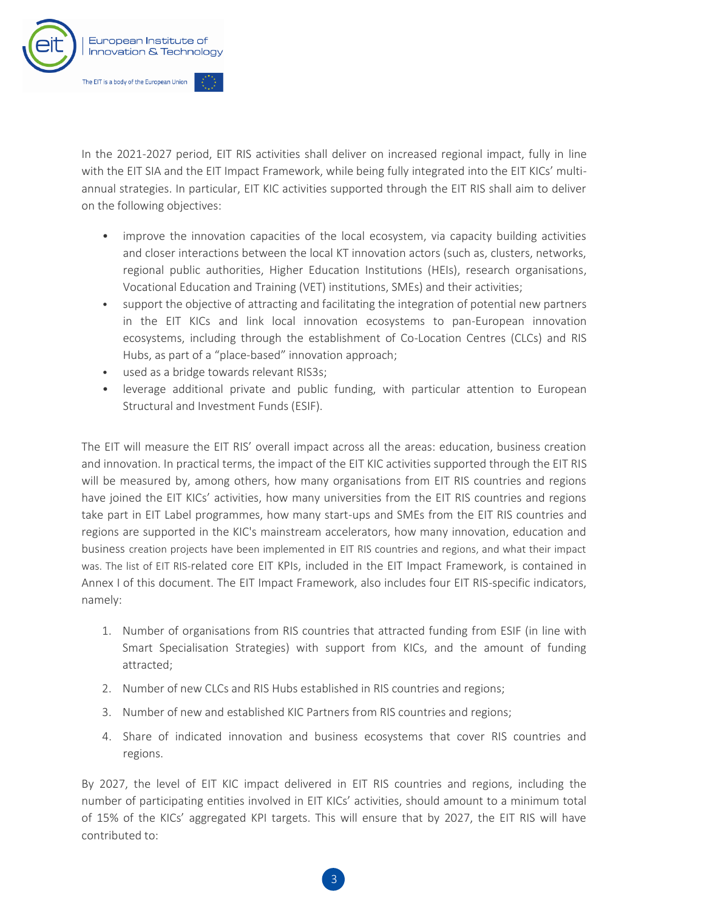In the 2021-2027 period, EIT RIS activities shall deliver on increased regional impact, fully in line with the EIT SIA and the EIT Impact Framework, while being fully integrated into the EIT KICs' multi-annual strategies. In particular, EIT KIC activities supported through the EIT RIS shall aim to deliver on the following objectives:

- improve the innovation capacities of the local ecosystem, via capacity building activities and closer interactions between the local KT innovation actors (such as, clusters, networks, regional public authorities, Higher Education Institutions (HEIs), research organisations, Vocational Education and Training (VET) institutions, SMEs) and their activities;
- support the objective of attracting and facilitating the integration of potential new partners in the EIT KICs and link local innovation ecosystems to pan-European innovation ecosystems, including through the establishment of Co-Location Centres (CLCs) and RIS Hubs, as part of a "place-based" innovation approach;
- used as a bridge towards relevant RIS3s;
- leverage additional private and public funding, with particular attention to European Structural and Investment Funds (ESIF).

The EIT will measure the EIT RIS' overall impact across all the areas: education, business creation and innovation. In practical terms, the impact of the EIT KIC activities supported through the EIT RIS will be measured by, among others, how many organisations from EIT RIS countries and regions have joined the EIT KICs' activities, how many universities from the EIT RIS countries and regions take part in EIT Label programmes, how many start-ups and SMEs from the EIT RIS countries and regions are supported in the KIC's mainstream accelerators, how many innovation, education and business creation projects have been implemented in EIT RIS countries and regions, and what their impact was. The list of EIT RIS-related core EIT KPIs, included in the EIT Impact Framework, is contained in Annex I of this document. The EIT Impact Framework, also includes four EIT RIS-specific indicators, namely:

1. Number of organisations from RIS countries that attracted funding from ESIF (in line with Smart Specialisation Strategies) with support from KICs, and the amount of funding attracted;
2. Number of new CLCs and RIS Hubs established in RIS countries and regions;
3. Number of new and established KIC Partners from RIS countries and regions;
4. Share of indicated innovation and business ecosystems that cover RIS countries and regions.

By 2027, the level of EIT KIC impact delivered in EIT RIS countries and regions, including the number of participating entities involved in EIT KICs' activities, should amount to a minimum total of 15% of the KICs' aggregated KPI targets. This will ensure that by 2027, the EIT RIS will have contributed to: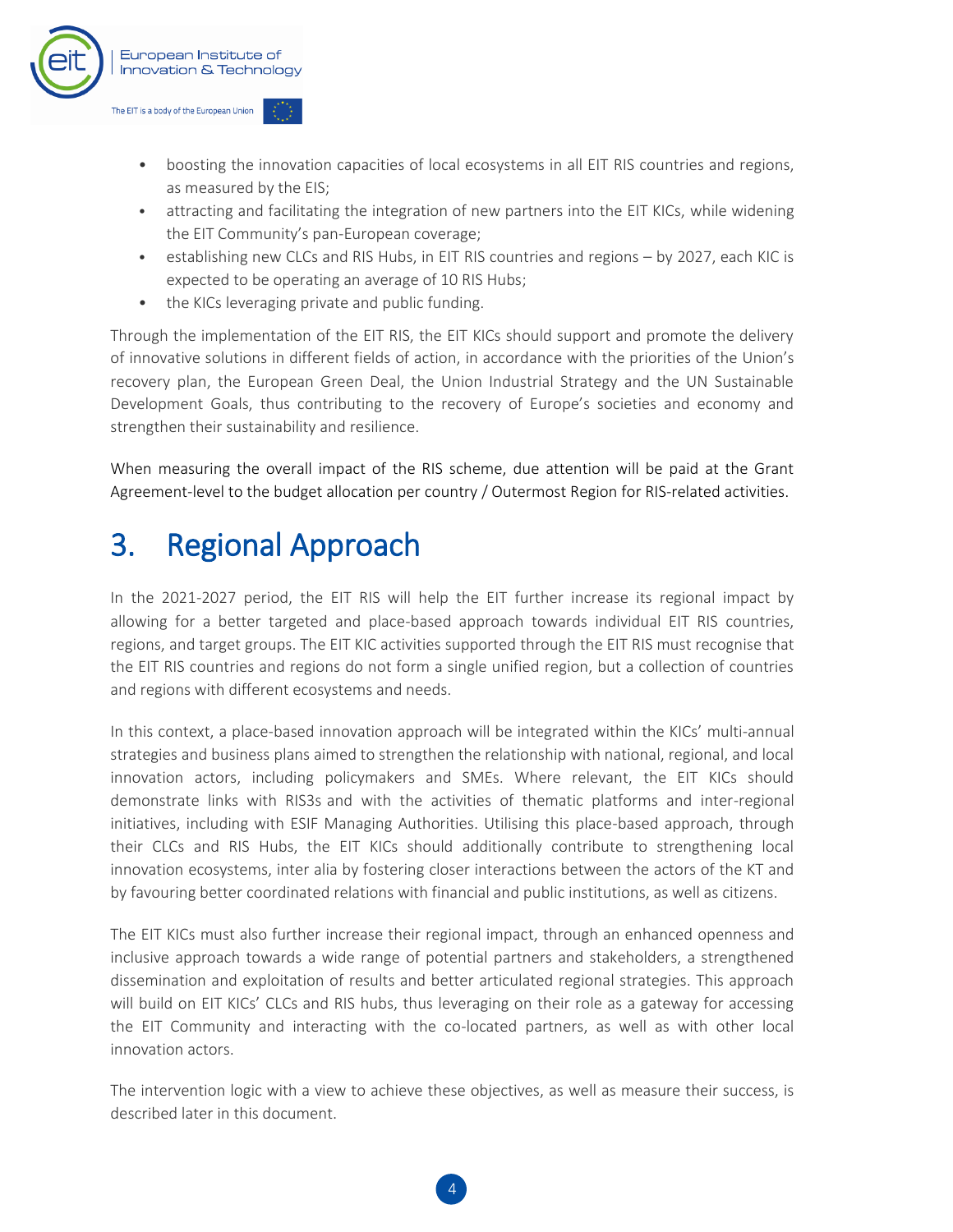- boosting the innovation capacities of local ecosystems in all EIT RIS countries and regions, as measured by the EIS;
- attracting and facilitating the integration of new partners into the EIT KICs, while widening the EIT Community's pan-European coverage;
- establishing new CLCs and RIS Hubs, in EIT RIS countries and regions – by 2027, each KIC is expected to be operating an average of 10 RIS Hubs;
- the KICs leveraging private and public funding.

Through the implementation of the EIT RIS, the EIT KICs should support and promote the delivery of innovative solutions in different fields of action, in accordance with the priorities of the Union's recovery plan, the European Green Deal, the Union Industrial Strategy and the UN Sustainable Development Goals, thus contributing to the recovery of Europe's societies and economy and strengthen their sustainability and resilience.

When measuring the overall impact of the RIS scheme, due attention will be paid at the Grant Agreement-level to the budget allocation per country / Outermost Region for RIS-related activities.

# 3. Regional Approach

In the 2021-2027 period, the EIT RIS will help the EIT further increase its regional impact by allowing for a better targeted and place-based approach towards individual EIT RIS countries, regions, and target groups. The EIT KIC activities supported through the EIT RIS must recognise that the EIT RIS countries and regions do not form a single unified region, but a collection of countries and regions with different ecosystems and needs.

In this context, a place-based innovation approach will be integrated within the KICs' multi-annual strategies and business plans aimed to strengthen the relationship with national, regional, and local innovation actors, including policymakers and SMEs. Where relevant, the EIT KICs should demonstrate links with RIS3s and with the activities of thematic platforms and inter-regional initiatives, including with ESIF Managing Authorities. Utilising this place-based approach, through their CLCs and RIS Hubs, the EIT KICs should additionally contribute to strengthening local innovation ecosystems, inter alia by fostering closer interactions between the actors of the KT and by favouring better coordinated relations with financial and public institutions, as well as citizens.

The EIT KICs must also further increase their regional impact, through an enhanced openness and inclusive approach towards a wide range of potential partners and stakeholders, a strengthened dissemination and exploitation of results and better articulated regional strategies. This approach will build on EIT KICs' CLCs and RIS hubs, thus leveraging on their role as a gateway for accessing the EIT Community and interacting with the co-located partners, as well as with other local innovation actors.

The intervention logic with a view to achieve these objectives, as well as measure their success, is described later in this document.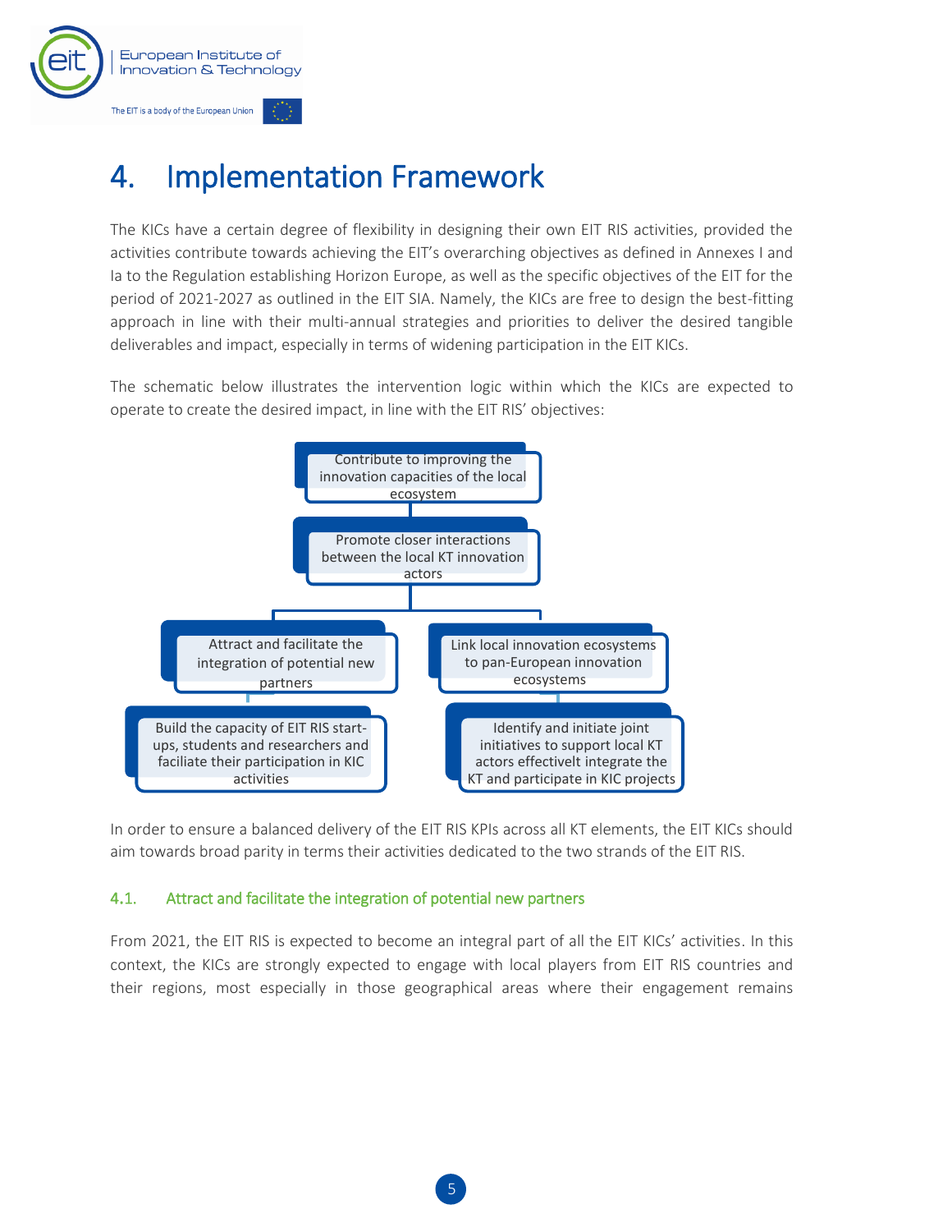# 4. Implementation Framework

The KICs have a certain degree of flexibility in designing their own EIT RIS activities, provided the activities contribute towards achieving the EIT's overarching objectives as defined in Annexes I and Ia to the Regulation establishing Horizon Europe, as well as the specific objectives of the EIT for the period of 2021-2027 as outlined in the EIT SIA. Namely, the KICs are free to design the best-fitting approach in line with their multi-annual strategies and priorities to deliver the desired tangible deliverables and impact, especially in terms of widening participation in the EIT KICs.

The schematic below illustrates the intervention logic within which the KICs are expected to operate to create the desired impact, in line with the EIT RIS' objectives:

- Contribute to improving the innovation capacities of the local ecosystem
  - Promote closer interactions between the local KT innovation actors
    - Attract and facilitate the integration of potential new partners
      - Build the capacity of EIT RIS start-ups, students and researchers and faciliate their participation in KIC activities
    - Link local innovation ecosystems to pan-European innovation ecosystems
      - Identify and initiate joint initiatives to support local KT actors effectivelt integrate the KT and participate in KIC projects

In order to ensure a balanced delivery of the EIT RIS KPIs across all KT elements, the EIT KICs should aim towards broad parity in terms their activities dedicated to the two strands of the EIT RIS.

### 4.1. Attract and facilitate the integration of potential new partners

From 2021, the EIT RIS is expected to become an integral part of all the EIT KICs' activities. In this context, the KICs are strongly expected to engage with local players from EIT RIS countries and their regions, most especially in those geographical areas where their engagement remains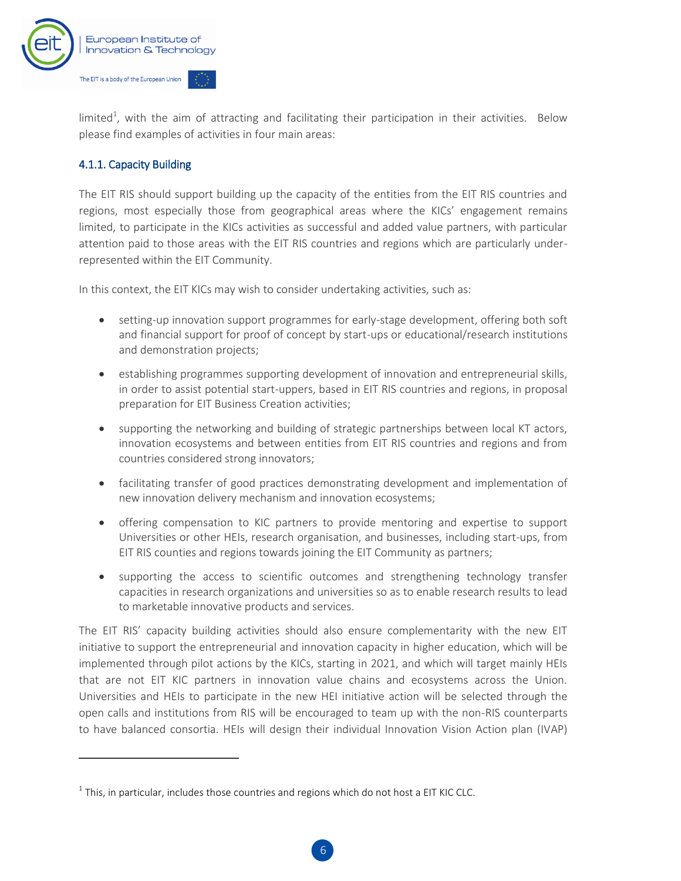limited[1], with the aim of attracting and facilitating their participation in their activities. Below please find examples of activities in four main areas:

### 4.1.1. Capacity Building

The EIT RIS should support building up the capacity of the entities from the EIT RIS countries and regions, most especially those from geographical areas where the KICs' engagement remains limited, to participate in the KICs activities as successful and added value partners, with particular attention paid to those areas with the EIT RIS countries and regions which are particularly under-represented within the EIT Community.

In this context, the EIT KICs may wish to consider undertaking activities, such as:

- setting-up innovation support programmes for early-stage development, offering both soft and financial support for proof of concept by start-ups or educational/research institutions and demonstration projects;
- establishing programmes supporting development of innovation and entrepreneurial skills, in order to assist potential start-uppers, based in EIT RIS countries and regions, in proposal preparation for EIT Business Creation activities;
- supporting the networking and building of strategic partnerships between local KT actors, innovation ecosystems and between entities from EIT RIS countries and regions and from countries considered strong innovators;
- facilitating transfer of good practices demonstrating development and implementation of new innovation delivery mechanism and innovation ecosystems;
- offering compensation to KIC partners to provide mentoring and expertise to support Universities or other HEIs, research organisation, and businesses, including start-ups, from EIT RIS counties and regions towards joining the EIT Community as partners;
- supporting the access to scientific outcomes and strengthening technology transfer capacities in research organizations and universities so as to enable research results to lead to marketable innovative products and services.

The EIT RIS' capacity building activities should also ensure complementarity with the new EIT initiative to support the entrepreneurial and innovation capacity in higher education, which will be implemented through pilot actions by the KICs, starting in 2021, and which will target mainly HEIs that are not EIT KIC partners in innovation value chains and ecosystems across the Union. Universities and HEIs to participate in the new HEI initiative action will be selected through the open calls and institutions from RIS will be encouraged to team up with the non-RIS counterparts to have balanced consortia. HEIs will design their individual Innovation Vision Action plan (IVAP)

[1] This, in particular, includes those countries and regions which do not host a EIT KIC CLC.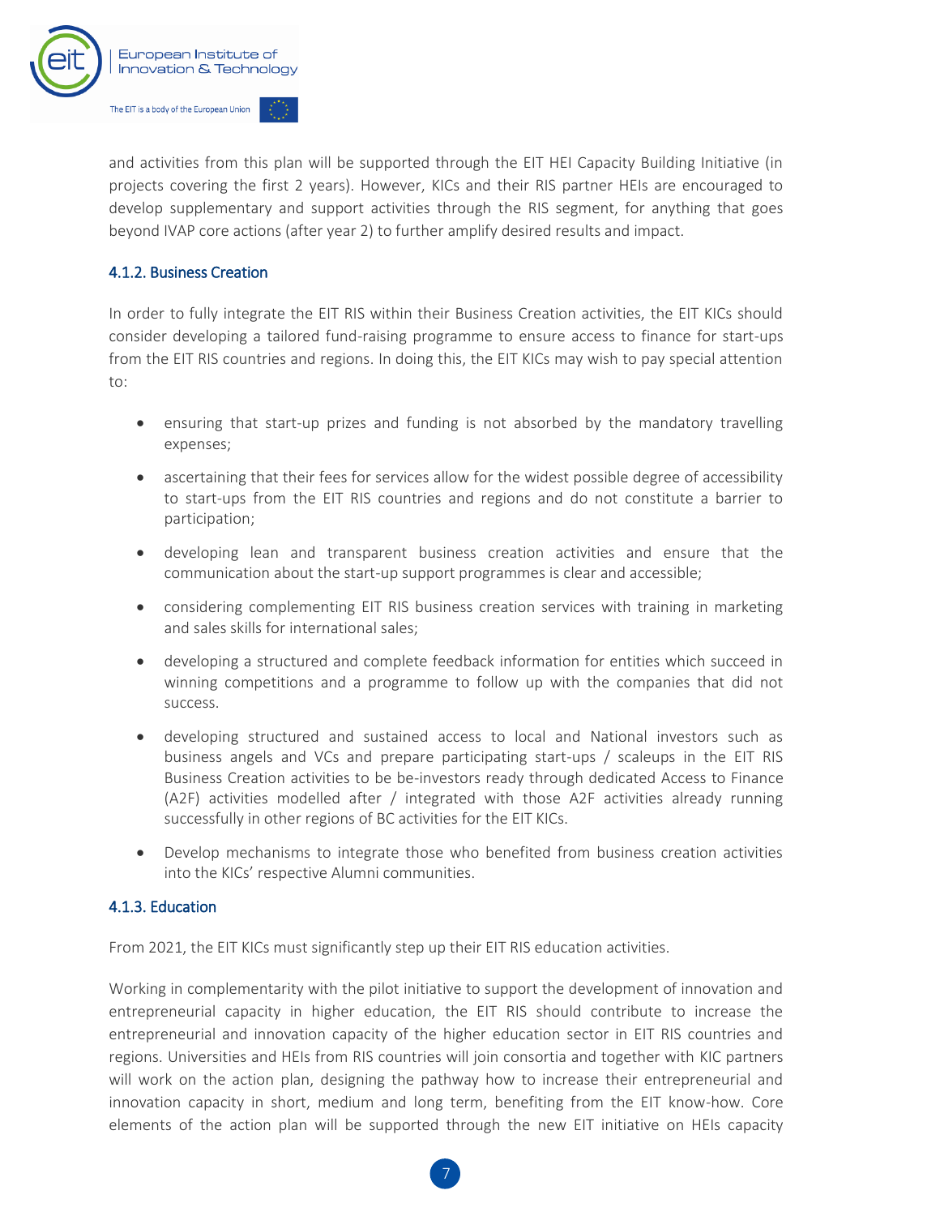and activities from this plan will be supported through the EIT HEI Capacity Building Initiative (in projects covering the first 2 years). However, KICs and their RIS partner HEIs are encouraged to develop supplementary and support activities through the RIS segment, for anything that goes beyond IVAP core actions (after year 2) to further amplify desired results and impact.

#### 4.1.2. Business Creation

In order to fully integrate the EIT RIS within their Business Creation activities, the EIT KICs should consider developing a tailored fund-raising programme to ensure access to finance for start-ups from the EIT RIS countries and regions. In doing this, the EIT KICs may wish to pay special attention to:

- ensuring that start-up prizes and funding is not absorbed by the mandatory travelling expenses;
- ascertaining that their fees for services allow for the widest possible degree of accessibility to start-ups from the EIT RIS countries and regions and do not constitute a barrier to participation;
- developing lean and transparent business creation activities and ensure that the communication about the start-up support programmes is clear and accessible;
- considering complementing EIT RIS business creation services with training in marketing and sales skills for international sales;
- developing a structured and complete feedback information for entities which succeed in winning competitions and a programme to follow up with the companies that did not success.
- developing structured and sustained access to local and National investors such as business angels and VCs and prepare participating start-ups / scaleups in the EIT RIS Business Creation activities to be be-investors ready through dedicated Access to Finance (A2F) activities modelled after / integrated with those A2F activities already running successfully in other regions of BC activities for the EIT KICs.
- Develop mechanisms to integrate those who benefited from business creation activities into the KICs' respective Alumni communities.

#### 4.1.3. Education

From 2021, the EIT KICs must significantly step up their EIT RIS education activities.

Working in complementarity with the pilot initiative to support the development of innovation and entrepreneurial capacity in higher education, the EIT RIS should contribute to increase the entrepreneurial and innovation capacity of the higher education sector in EIT RIS countries and regions. Universities and HEIs from RIS countries will join consortia and together with KIC partners will work on the action plan, designing the pathway how to increase their entrepreneurial and innovation capacity in short, medium and long term, benefiting from the EIT know-how. Core elements of the action plan will be supported through the new EIT initiative on HEIs capacity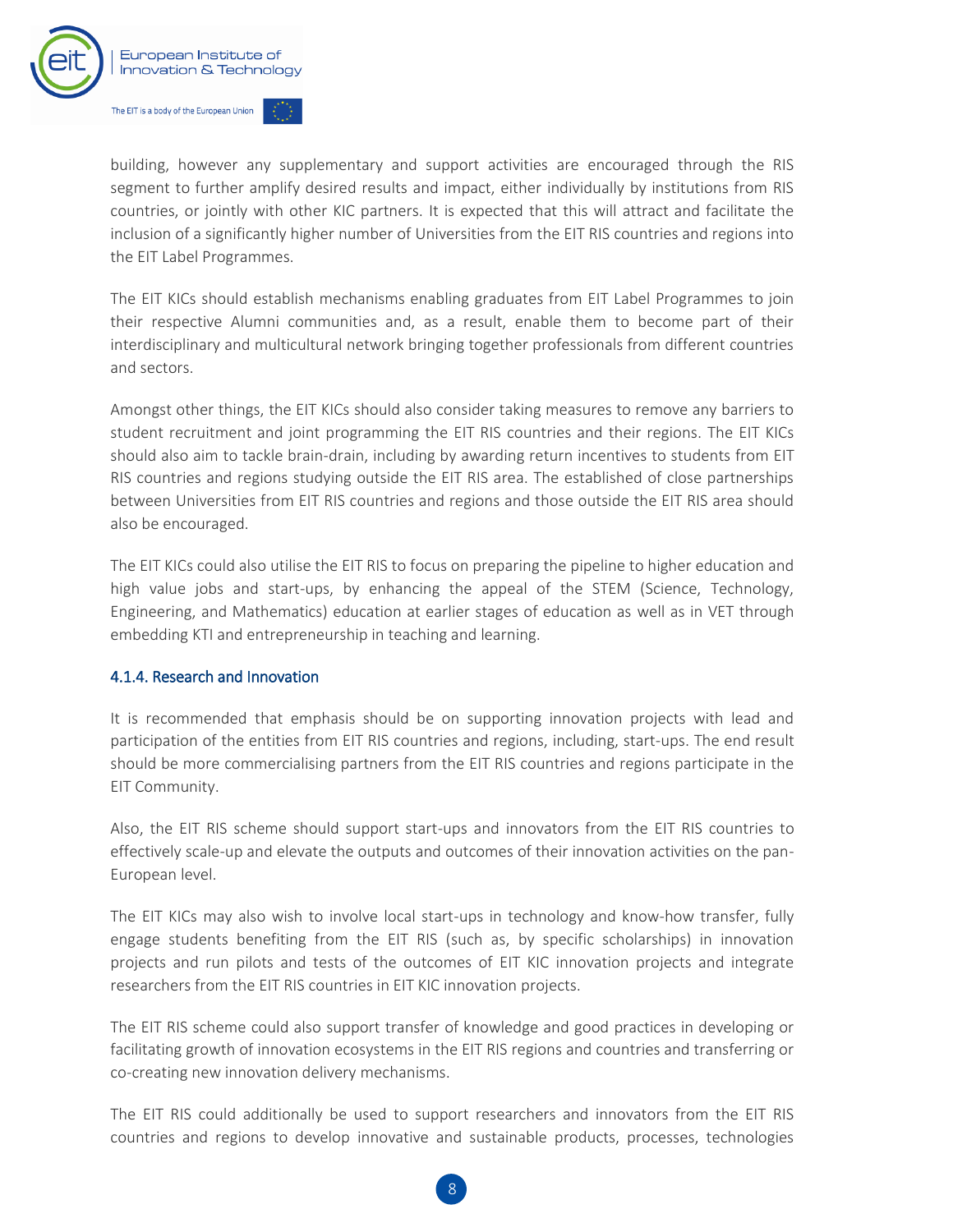building, however any supplementary and support activities are encouraged through the RIS segment to further amplify desired results and impact, either individually by institutions from RIS countries, or jointly with other KIC partners. It is expected that this will attract and facilitate the inclusion of a significantly higher number of Universities from the EIT RIS countries and regions into the EIT Label Programmes.

The EIT KICs should establish mechanisms enabling graduates from EIT Label Programmes to join their respective Alumni communities and, as a result, enable them to become part of their interdisciplinary and multicultural network bringing together professionals from different countries and sectors.

Amongst other things, the EIT KICs should also consider taking measures to remove any barriers to student recruitment and joint programming the EIT RIS countries and their regions. The EIT KICs should also aim to tackle brain-drain, including by awarding return incentives to students from EIT RIS countries and regions studying outside the EIT RIS area. The established of close partnerships between Universities from EIT RIS countries and regions and those outside the EIT RIS area should also be encouraged.

The EIT KICs could also utilise the EIT RIS to focus on preparing the pipeline to higher education and high value jobs and start-ups, by enhancing the appeal of the STEM (Science, Technology, Engineering, and Mathematics) education at earlier stages of education as well as in VET through embedding KTI and entrepreneurship in teaching and learning.

#### 4.1.4. Research and Innovation

It is recommended that emphasis should be on supporting innovation projects with lead and participation of the entities from EIT RIS countries and regions, including, start-ups. The end result should be more commercialising partners from the EIT RIS countries and regions participate in the EIT Community.

Also, the EIT RIS scheme should support start-ups and innovators from the EIT RIS countries to effectively scale-up and elevate the outputs and outcomes of their innovation activities on the pan-European level.

The EIT KICs may also wish to involve local start-ups in technology and know-how transfer, fully engage students benefiting from the EIT RIS (such as, by specific scholarships) in innovation projects and run pilots and tests of the outcomes of EIT KIC innovation projects and integrate researchers from the EIT RIS countries in EIT KIC innovation projects.

The EIT RIS scheme could also support transfer of knowledge and good practices in developing or facilitating growth of innovation ecosystems in the EIT RIS regions and countries and transferring or co-creating new innovation delivery mechanisms.

The EIT RIS could additionally be used to support researchers and innovators from the EIT RIS countries and regions to develop innovative and sustainable products, processes, technologies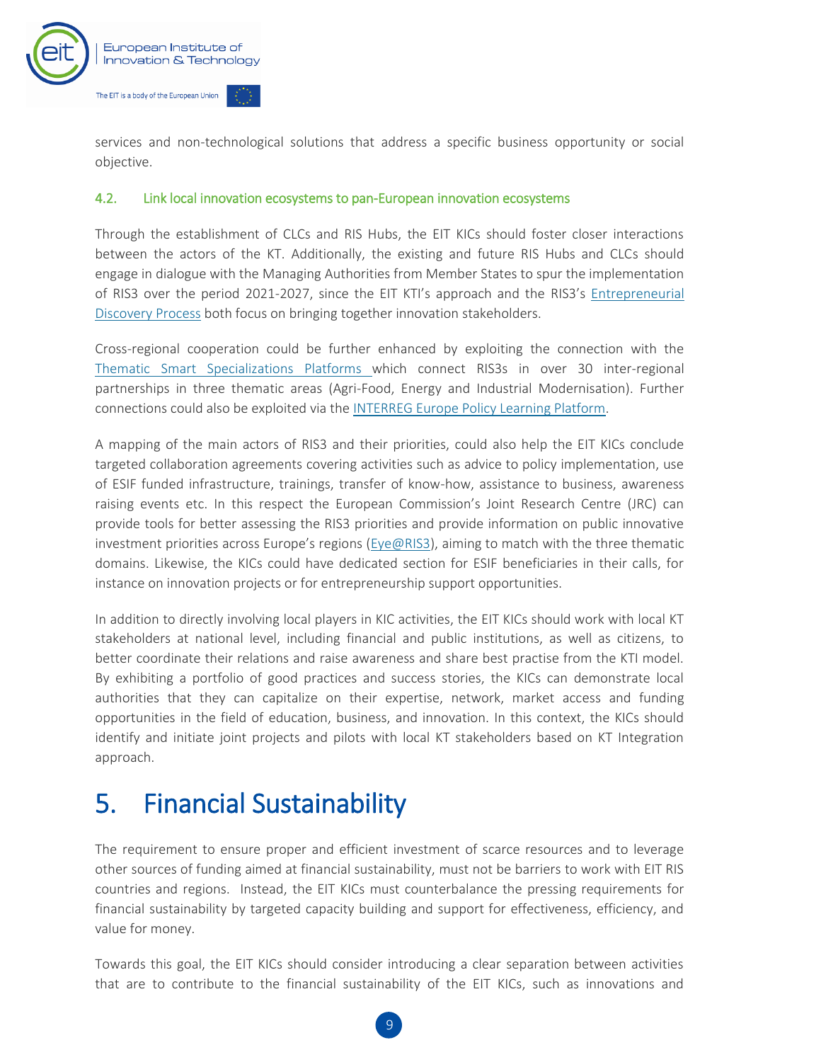services and non-technological solutions that address a specific business opportunity or social objective.

### 4.2. Link local innovation ecosystems to pan-European innovation ecosystems

Through the establishment of CLCs and RIS Hubs, the EIT KICs should foster closer interactions between the actors of the KT. Additionally, the existing and future RIS Hubs and CLCs should engage in dialogue with the Managing Authorities from Member States to spur the implementation of RIS3 over the period 2021-2027, since the EIT KTI's approach and the RIS3's Entrepreneurial Discovery Process both focus on bringing together innovation stakeholders.

Cross-regional cooperation could be further enhanced by exploiting the connection with the Thematic Smart Specializations Platforms which connect RIS3s in over 30 inter-regional partnerships in three thematic areas (Agri-Food, Energy and Industrial Modernisation). Further connections could also be exploited via the INTERREG Europe Policy Learning Platform.

A mapping of the main actors of RIS3 and their priorities, could also help the EIT KICs conclude targeted collaboration agreements covering activities such as advice to policy implementation, use of ESIF funded infrastructure, trainings, transfer of know-how, assistance to business, awareness raising events etc. In this respect the European Commission's Joint Research Centre (JRC) can provide tools for better assessing the RIS3 priorities and provide information on public innovative investment priorities across Europe's regions (Eye@RIS3), aiming to match with the three thematic domains. Likewise, the KICs could have dedicated section for ESIF beneficiaries in their calls, for instance on innovation projects or for entrepreneurship support opportunities.

In addition to directly involving local players in KIC activities, the EIT KICs should work with local KT stakeholders at national level, including financial and public institutions, as well as citizens, to better coordinate their relations and raise awareness and share best practise from the KTI model. By exhibiting a portfolio of good practices and success stories, the KICs can demonstrate local authorities that they can capitalize on their expertise, network, market access and funding opportunities in the field of education, business, and innovation. In this context, the KICs should identify and initiate joint projects and pilots with local KT stakeholders based on KT Integration approach.

# 5. Financial Sustainability

The requirement to ensure proper and efficient investment of scarce resources and to leverage other sources of funding aimed at financial sustainability, must not be barriers to work with EIT RIS countries and regions. Instead, the EIT KICs must counterbalance the pressing requirements for financial sustainability by targeted capacity building and support for effectiveness, efficiency, and value for money.

Towards this goal, the EIT KICs should consider introducing a clear separation between activities that are to contribute to the financial sustainability of the EIT KICs, such as innovations and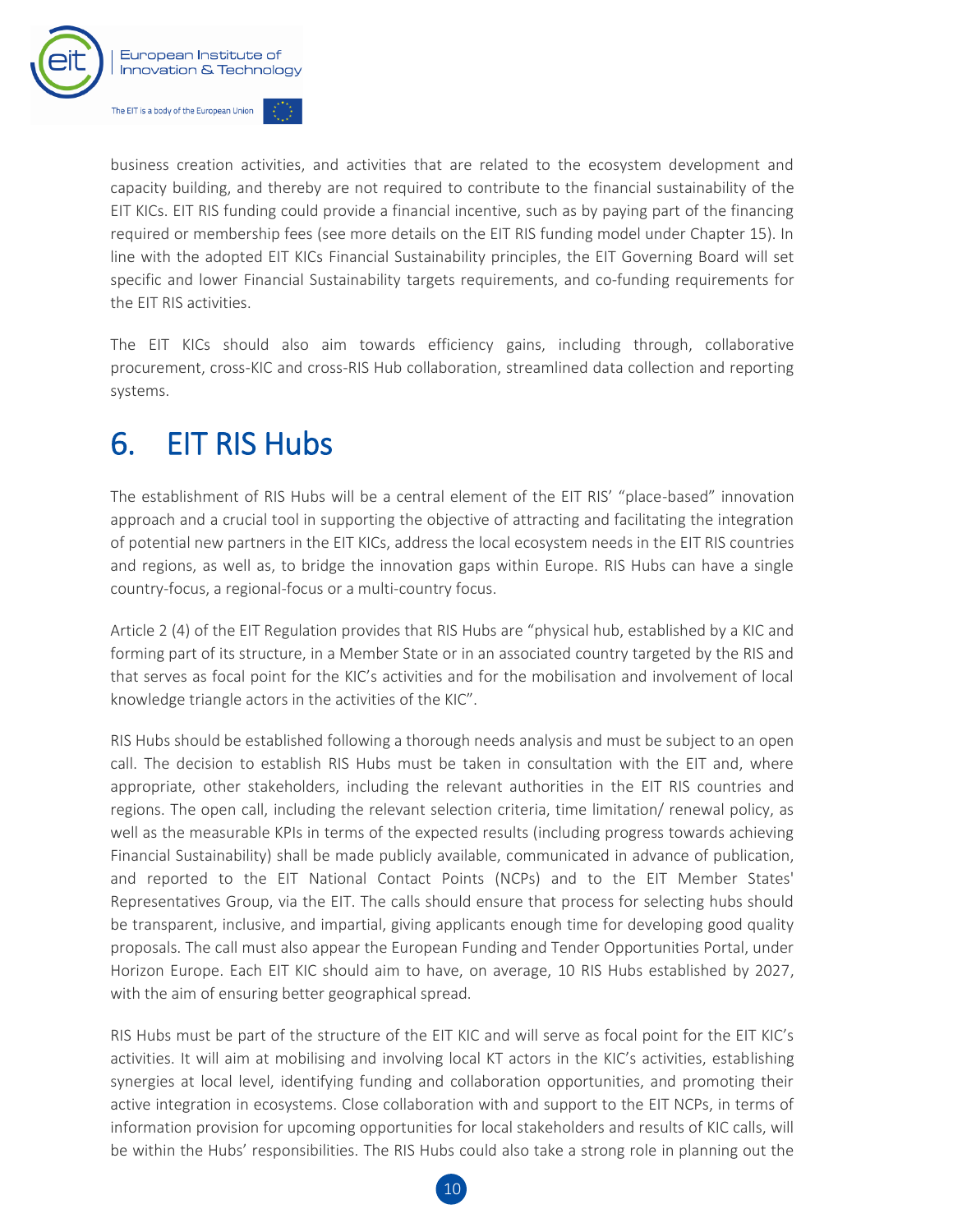business creation activities, and activities that are related to the ecosystem development and capacity building, and thereby are not required to contribute to the financial sustainability of the EIT KICs. EIT RIS funding could provide a financial incentive, such as by paying part of the financing required or membership fees (see more details on the EIT RIS funding model under Chapter 15). In line with the adopted EIT KICs Financial Sustainability principles, the EIT Governing Board will set specific and lower Financial Sustainability targets requirements, and co-funding requirements for the EIT RIS activities.

The EIT KICs should also aim towards efficiency gains, including through, collaborative procurement, cross-KIC and cross-RIS Hub collaboration, streamlined data collection and reporting systems.

# 6. EIT RIS Hubs

The establishment of RIS Hubs will be a central element of the EIT RIS' "place-based" innovation approach and a crucial tool in supporting the objective of attracting and facilitating the integration of potential new partners in the EIT KICs, address the local ecosystem needs in the EIT RIS countries and regions, as well as, to bridge the innovation gaps within Europe. RIS Hubs can have a single country-focus, a regional-focus or a multi-country focus.

Article 2 (4) of the EIT Regulation provides that RIS Hubs are "physical hub, established by a KIC and forming part of its structure, in a Member State or in an associated country targeted by the RIS and that serves as focal point for the KIC's activities and for the mobilisation and involvement of local knowledge triangle actors in the activities of the KIC".

RIS Hubs should be established following a thorough needs analysis and must be subject to an open call. The decision to establish RIS Hubs must be taken in consultation with the EIT and, where appropriate, other stakeholders, including the relevant authorities in the EIT RIS countries and regions. The open call, including the relevant selection criteria, time limitation/ renewal policy, as well as the measurable KPIs in terms of the expected results (including progress towards achieving Financial Sustainability) shall be made publicly available, communicated in advance of publication, and reported to the EIT National Contact Points (NCPs) and to the EIT Member States' Representatives Group, via the EIT. The calls should ensure that process for selecting hubs should be transparent, inclusive, and impartial, giving applicants enough time for developing good quality proposals. The call must also appear the European Funding and Tender Opportunities Portal, under Horizon Europe. Each EIT KIC should aim to have, on average, 10 RIS Hubs established by 2027, with the aim of ensuring better geographical spread.

RIS Hubs must be part of the structure of the EIT KIC and will serve as focal point for the EIT KIC's activities. It will aim at mobilising and involving local KT actors in the KIC's activities, establishing synergies at local level, identifying funding and collaboration opportunities, and promoting their active integration in ecosystems. Close collaboration with and support to the EIT NCPs, in terms of information provision for upcoming opportunities for local stakeholders and results of KIC calls, will be within the Hubs' responsibilities. The RIS Hubs could also take a strong role in planning out the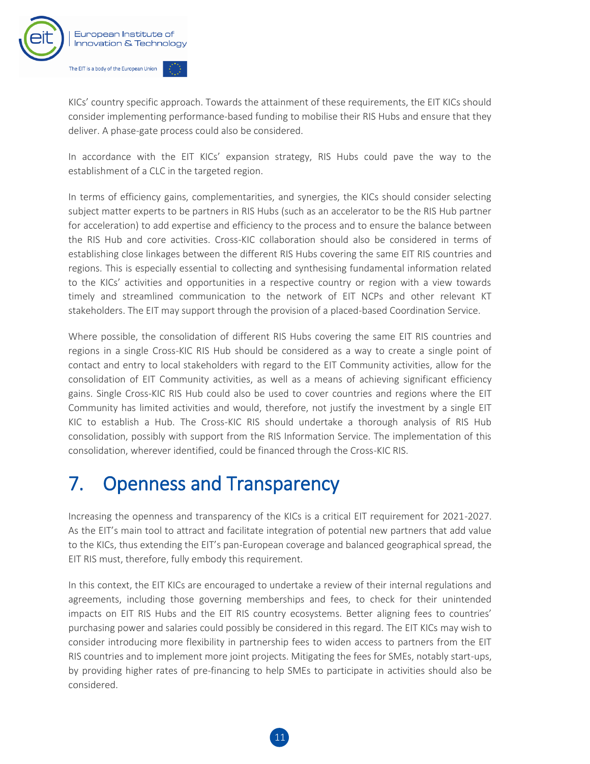KICs' country specific approach. Towards the attainment of these requirements, the EIT KICs should consider implementing performance-based funding to mobilise their RIS Hubs and ensure that they deliver. A phase-gate process could also be considered.

In accordance with the EIT KICs' expansion strategy, RIS Hubs could pave the way to the establishment of a CLC in the targeted region.

In terms of efficiency gains, complementarities, and synergies, the KICs should consider selecting subject matter experts to be partners in RIS Hubs (such as an accelerator to be the RIS Hub partner for acceleration) to add expertise and efficiency to the process and to ensure the balance between the RIS Hub and core activities. Cross-KIC collaboration should also be considered in terms of establishing close linkages between the different RIS Hubs covering the same EIT RIS countries and regions. This is especially essential to collecting and synthesising fundamental information related to the KICs' activities and opportunities in a respective country or region with a view towards timely and streamlined communication to the network of EIT NCPs and other relevant KT stakeholders. The EIT may support through the provision of a placed-based Coordination Service.

Where possible, the consolidation of different RIS Hubs covering the same EIT RIS countries and regions in a single Cross-KIC RIS Hub should be considered as a way to create a single point of contact and entry to local stakeholders with regard to the EIT Community activities, allow for the consolidation of EIT Community activities, as well as a means of achieving significant efficiency gains. Single Cross-KIC RIS Hub could also be used to cover countries and regions where the EIT Community has limited activities and would, therefore, not justify the investment by a single EIT KIC to establish a Hub. The Cross-KIC RIS should undertake a thorough analysis of RIS Hub consolidation, possibly with support from the RIS Information Service. The implementation of this consolidation, wherever identified, could be financed through the Cross-KIC RIS.

# 7. Openness and Transparency

Increasing the openness and transparency of the KICs is a critical EIT requirement for 2021-2027. As the EIT's main tool to attract and facilitate integration of potential new partners that add value to the KICs, thus extending the EIT's pan-European coverage and balanced geographical spread, the EIT RIS must, therefore, fully embody this requirement.

In this context, the EIT KICs are encouraged to undertake a review of their internal regulations and agreements, including those governing memberships and fees, to check for their unintended impacts on EIT RIS Hubs and the EIT RIS country ecosystems. Better aligning fees to countries' purchasing power and salaries could possibly be considered in this regard. The EIT KICs may wish to consider introducing more flexibility in partnership fees to widen access to partners from the EIT RIS countries and to implement more joint projects. Mitigating the fees for SMEs, notably start-ups, by providing higher rates of pre-financing to help SMEs to participate in activities should also be considered.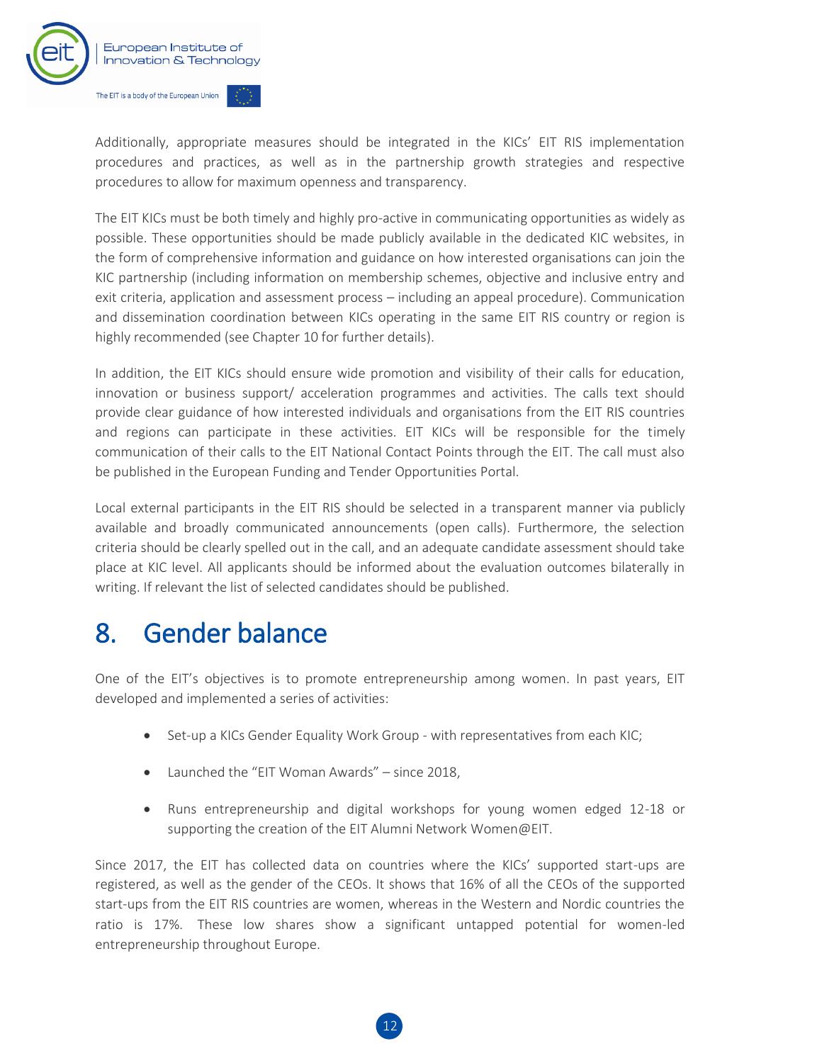Additionally, appropriate measures should be integrated in the KICs' EIT RIS implementation procedures and practices, as well as in the partnership growth strategies and respective procedures to allow for maximum openness and transparency.

The EIT KICs must be both timely and highly pro-active in communicating opportunities as widely as possible. These opportunities should be made publicly available in the dedicated KIC websites, in the form of comprehensive information and guidance on how interested organisations can join the KIC partnership (including information on membership schemes, objective and inclusive entry and exit criteria, application and assessment process – including an appeal procedure). Communication and dissemination coordination between KICs operating in the same EIT RIS country or region is highly recommended (see Chapter 10 for further details).

In addition, the EIT KICs should ensure wide promotion and visibility of their calls for education, innovation or business support/ acceleration programmes and activities. The calls text should provide clear guidance of how interested individuals and organisations from the EIT RIS countries and regions can participate in these activities. EIT KICs will be responsible for the timely communication of their calls to the EIT National Contact Points through the EIT. The call must also be published in the European Funding and Tender Opportunities Portal.

Local external participants in the EIT RIS should be selected in a transparent manner via publicly available and broadly communicated announcements (open calls). Furthermore, the selection criteria should be clearly spelled out in the call, and an adequate candidate assessment should take place at KIC level. All applicants should be informed about the evaluation outcomes bilaterally in writing. If relevant the list of selected candidates should be published.

# 8. Gender balance

One of the EIT's objectives is to promote entrepreneurship among women. In past years, EIT developed and implemented a series of activities:

- Set-up a KICs Gender Equality Work Group - with representatives from each KIC;
- Launched the "EIT Woman Awards" – since 2018,
- Runs entrepreneurship and digital workshops for young women edged 12-18 or supporting the creation of the EIT Alumni Network Women@EIT.

Since 2017, the EIT has collected data on countries where the KICs' supported start-ups are registered, as well as the gender of the CEOs. It shows that 16% of all the CEOs of the supported start-ups from the EIT RIS countries are women, whereas in the Western and Nordic countries the ratio is 17%. These low shares show a significant untapped potential for women-led entrepreneurship throughout Europe.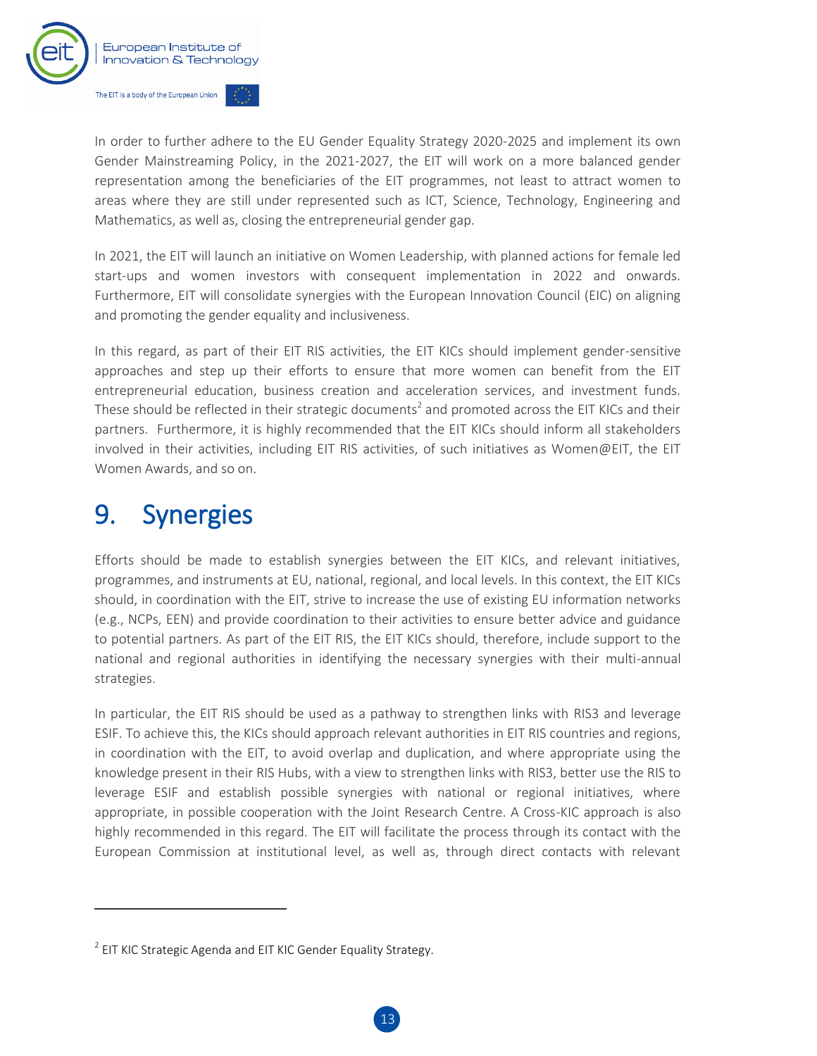In order to further adhere to the EU Gender Equality Strategy 2020-2025 and implement its own Gender Mainstreaming Policy, in the 2021-2027, the EIT will work on a more balanced gender representation among the beneficiaries of the EIT programmes, not least to attract women to areas where they are still under represented such as ICT, Science, Technology, Engineering and Mathematics, as well as, closing the entrepreneurial gender gap.

In 2021, the EIT will launch an initiative on Women Leadership, with planned actions for female led start-ups and women investors with consequent implementation in 2022 and onwards. Furthermore, EIT will consolidate synergies with the European Innovation Council (EIC) on aligning and promoting the gender equality and inclusiveness.

In this regard, as part of their EIT RIS activities, the EIT KICs should implement gender-sensitive approaches and step up their efforts to ensure that more women can benefit from the EIT entrepreneurial education, business creation and acceleration services, and investment funds. These should be reflected in their strategic documents[2] and promoted across the EIT KICs and their partners. Furthermore, it is highly recommended that the EIT KICs should inform all stakeholders involved in their activities, including EIT RIS activities, of such initiatives as Women@EIT, the EIT Women Awards, and so on.

# 9. Synergies

Efforts should be made to establish synergies between the EIT KICs, and relevant initiatives, programmes, and instruments at EU, national, regional, and local levels. In this context, the EIT KICs should, in coordination with the EIT, strive to increase the use of existing EU information networks (e.g., NCPs, EEN) and provide coordination to their activities to ensure better advice and guidance to potential partners. As part of the EIT RIS, the EIT KICs should, therefore, include support to the national and regional authorities in identifying the necessary synergies with their multi-annual strategies.

In particular, the EIT RIS should be used as a pathway to strengthen links with RIS3 and leverage ESIF. To achieve this, the KICs should approach relevant authorities in EIT RIS countries and regions, in coordination with the EIT, to avoid overlap and duplication, and where appropriate using the knowledge present in their RIS Hubs, with a view to strengthen links with RIS3, better use the RIS to leverage ESIF and establish possible synergies with national or regional initiatives, where appropriate, in possible cooperation with the Joint Research Centre. A Cross-KIC approach is also highly recommended in this regard. The EIT will facilitate the process through its contact with the European Commission at institutional level, as well as, through direct contacts with relevant

[2] EIT KIC Strategic Agenda and EIT KIC Gender Equality Strategy.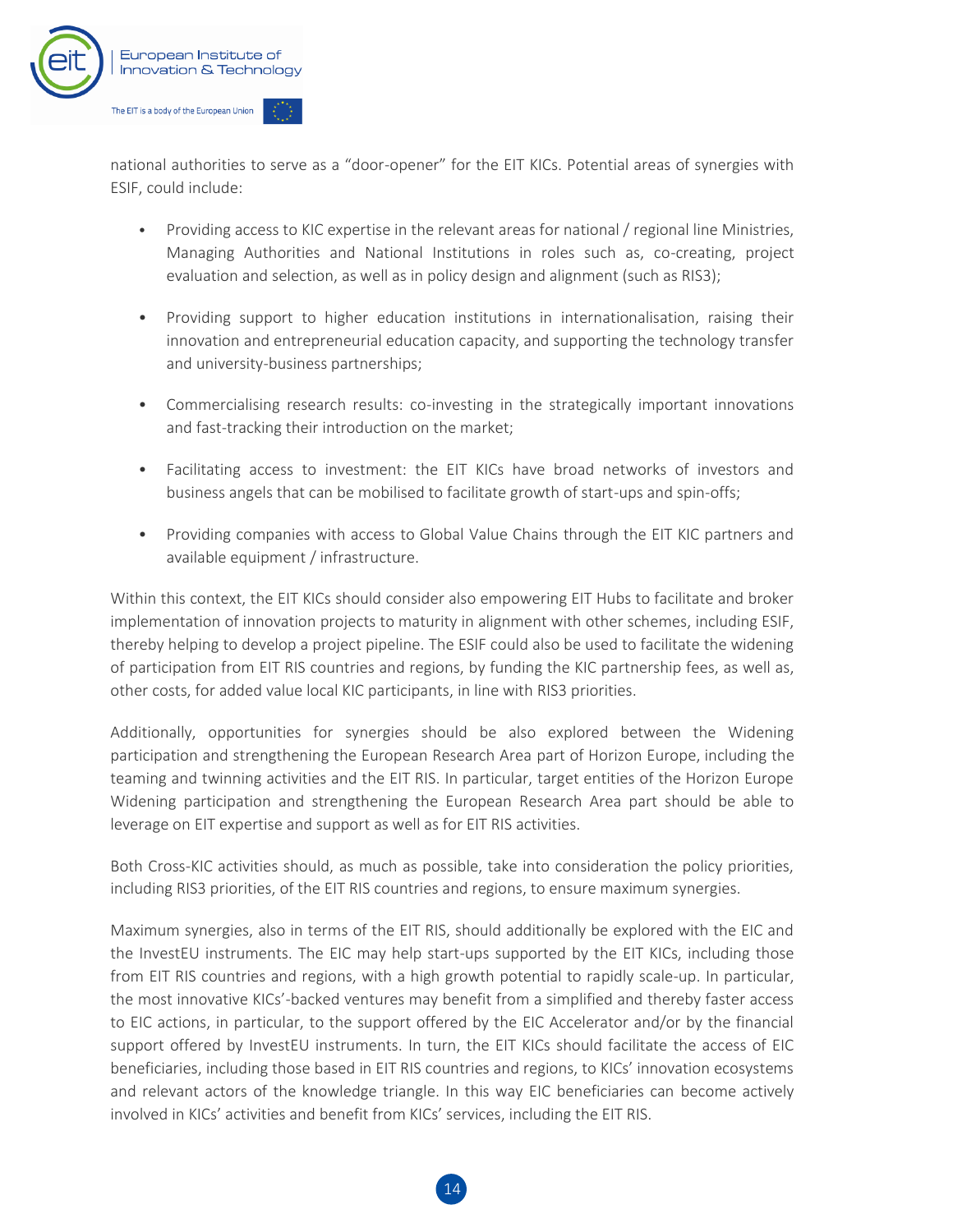national authorities to serve as a "door-opener" for the EIT KICs. Potential areas of synergies with ESIF, could include:

- Providing access to KIC expertise in the relevant areas for national / regional line Ministries, Managing Authorities and National Institutions in roles such as, co-creating, project evaluation and selection, as well as in policy design and alignment (such as RIS3);
- Providing support to higher education institutions in internationalisation, raising their innovation and entrepreneurial education capacity, and supporting the technology transfer and university-business partnerships;
- Commercialising research results: co-investing in the strategically important innovations and fast-tracking their introduction on the market;
- Facilitating access to investment: the EIT KICs have broad networks of investors and business angels that can be mobilised to facilitate growth of start-ups and spin-offs;
- Providing companies with access to Global Value Chains through the EIT KIC partners and available equipment / infrastructure.

Within this context, the EIT KICs should consider also empowering EIT Hubs to facilitate and broker implementation of innovation projects to maturity in alignment with other schemes, including ESIF, thereby helping to develop a project pipeline. The ESIF could also be used to facilitate the widening of participation from EIT RIS countries and regions, by funding the KIC partnership fees, as well as, other costs, for added value local KIC participants, in line with RIS3 priorities.

Additionally, opportunities for synergies should be also explored between the Widening participation and strengthening the European Research Area part of Horizon Europe, including the teaming and twinning activities and the EIT RIS. In particular, target entities of the Horizon Europe Widening participation and strengthening the European Research Area part should be able to leverage on EIT expertise and support as well as for EIT RIS activities.

Both Cross-KIC activities should, as much as possible, take into consideration the policy priorities, including RIS3 priorities, of the EIT RIS countries and regions, to ensure maximum synergies.

Maximum synergies, also in terms of the EIT RIS, should additionally be explored with the EIC and the InvestEU instruments. The EIC may help start-ups supported by the EIT KICs, including those from EIT RIS countries and regions, with a high growth potential to rapidly scale-up. In particular, the most innovative KICs'-backed ventures may benefit from a simplified and thereby faster access to EIC actions, in particular, to the support offered by the EIC Accelerator and/or by the financial support offered by InvestEU instruments. In turn, the EIT KICs should facilitate the access of EIC beneficiaries, including those based in EIT RIS countries and regions, to KICs' innovation ecosystems and relevant actors of the knowledge triangle. In this way EIC beneficiaries can become actively involved in KICs' activities and benefit from KICs' services, including the EIT RIS.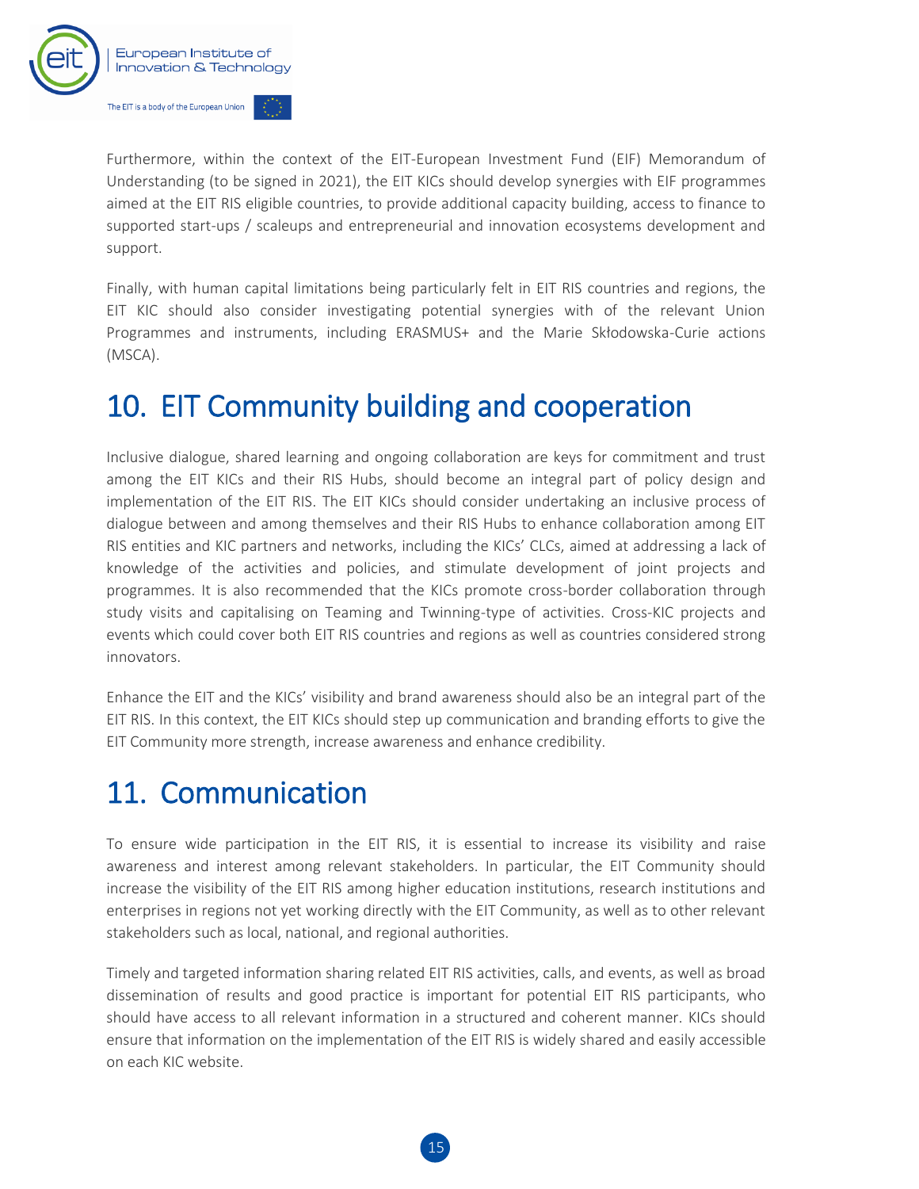Furthermore, within the context of the EIT-European Investment Fund (EIF) Memorandum of Understanding (to be signed in 2021), the EIT KICs should develop synergies with EIF programmes aimed at the EIT RIS eligible countries, to provide additional capacity building, access to finance to supported start-ups / scaleups and entrepreneurial and innovation ecosystems development and support.

Finally, with human capital limitations being particularly felt in EIT RIS countries and regions, the EIT KIC should also consider investigating potential synergies with of the relevant Union Programmes and instruments, including ERASMUS+ and the Marie Skłodowska-Curie actions (MSCA).

# 10. EIT Community building and cooperation

Inclusive dialogue, shared learning and ongoing collaboration are keys for commitment and trust among the EIT KICs and their RIS Hubs, should become an integral part of policy design and implementation of the EIT RIS. The EIT KICs should consider undertaking an inclusive process of dialogue between and among themselves and their RIS Hubs to enhance collaboration among EIT RIS entities and KIC partners and networks, including the KICs' CLCs, aimed at addressing a lack of knowledge of the activities and policies, and stimulate development of joint projects and programmes. It is also recommended that the KICs promote cross-border collaboration through study visits and capitalising on Teaming and Twinning-type of activities. Cross-KIC projects and events which could cover both EIT RIS countries and regions as well as countries considered strong innovators.

Enhance the EIT and the KICs' visibility and brand awareness should also be an integral part of the EIT RIS. In this context, the EIT KICs should step up communication and branding efforts to give the EIT Community more strength, increase awareness and enhance credibility.

# 11. Communication

To ensure wide participation in the EIT RIS, it is essential to increase its visibility and raise awareness and interest among relevant stakeholders. In particular, the EIT Community should increase the visibility of the EIT RIS among higher education institutions, research institutions and enterprises in regions not yet working directly with the EIT Community, as well as to other relevant stakeholders such as local, national, and regional authorities.

Timely and targeted information sharing related EIT RIS activities, calls, and events, as well as broad dissemination of results and good practice is important for potential EIT RIS participants, who should have access to all relevant information in a structured and coherent manner. KICs should ensure that information on the implementation of the EIT RIS is widely shared and easily accessible on each KIC website.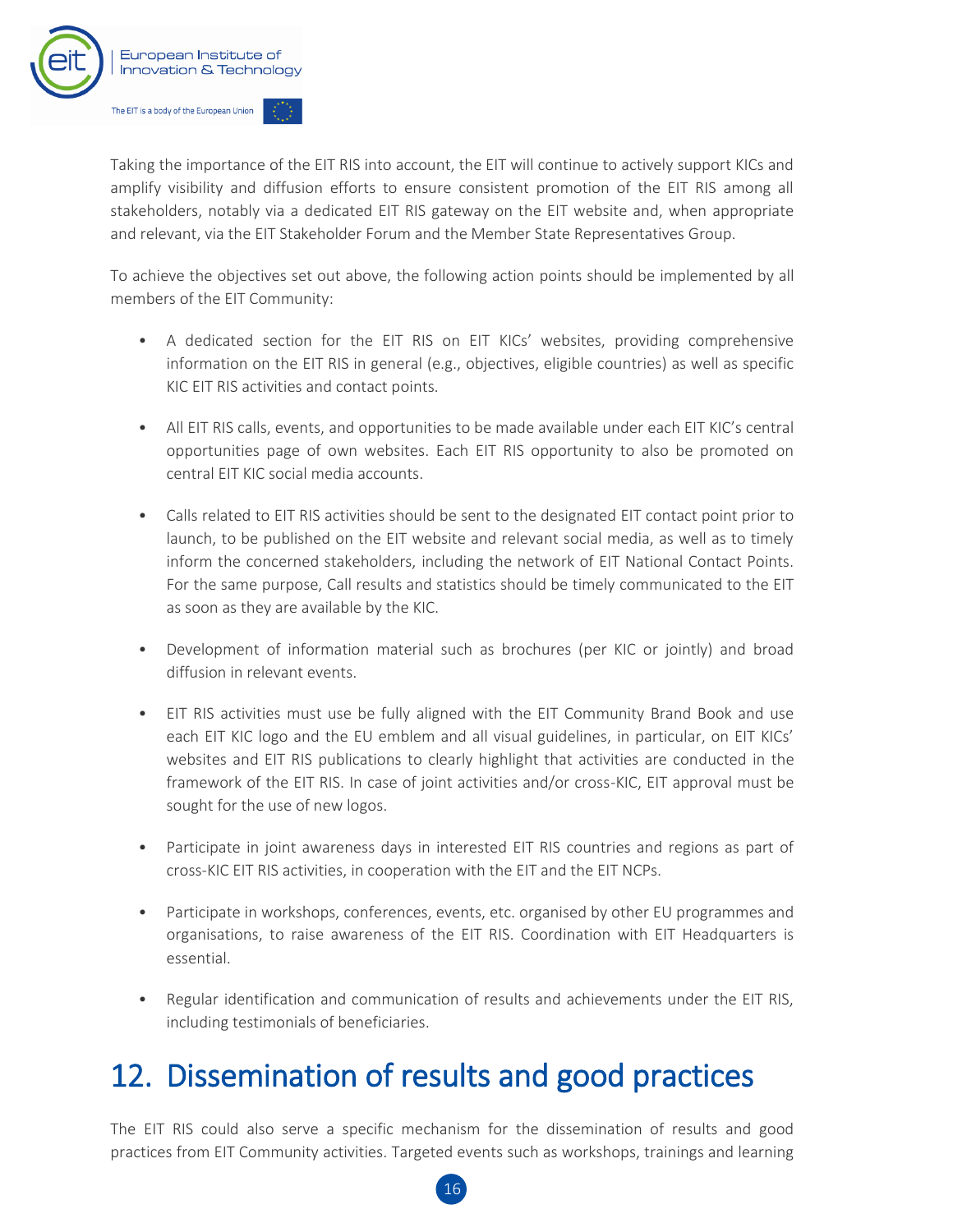Taking the importance of the EIT RIS into account, the EIT will continue to actively support KICs and amplify visibility and diffusion efforts to ensure consistent promotion of the EIT RIS among all stakeholders, notably via a dedicated EIT RIS gateway on the EIT website and, when appropriate and relevant, via the EIT Stakeholder Forum and the Member State Representatives Group.

To achieve the objectives set out above, the following action points should be implemented by all members of the EIT Community:

- A dedicated section for the EIT RIS on EIT KICs' websites, providing comprehensive information on the EIT RIS in general (e.g., objectives, eligible countries) as well as specific KIC EIT RIS activities and contact points.

- All EIT RIS calls, events, and opportunities to be made available under each EIT KIC's central opportunities page of own websites. Each EIT RIS opportunity to also be promoted on central EIT KIC social media accounts.

- Calls related to EIT RIS activities should be sent to the designated EIT contact point prior to launch, to be published on the EIT website and relevant social media, as well as to timely inform the concerned stakeholders, including the network of EIT National Contact Points. For the same purpose, Call results and statistics should be timely communicated to the EIT as soon as they are available by the KIC.

- Development of information material such as brochures (per KIC or jointly) and broad diffusion in relevant events.

- EIT RIS activities must use be fully aligned with the EIT Community Brand Book and use each EIT KIC logo and the EU emblem and all visual guidelines, in particular, on EIT KICs' websites and EIT RIS publications to clearly highlight that activities are conducted in the framework of the EIT RIS. In case of joint activities and/or cross-KIC, EIT approval must be sought for the use of new logos.

- Participate in joint awareness days in interested EIT RIS countries and regions as part of cross-KIC EIT RIS activities, in cooperation with the EIT and the EIT NCPs.

- Participate in workshops, conferences, events, etc. organised by other EU programmes and organisations, to raise awareness of the EIT RIS. Coordination with EIT Headquarters is essential.

- Regular identification and communication of results and achievements under the EIT RIS, including testimonials of beneficiaries.

# 12. Dissemination of results and good practices

The EIT RIS could also serve a specific mechanism for the dissemination of results and good practices from EIT Community activities. Targeted events such as workshops, trainings and learning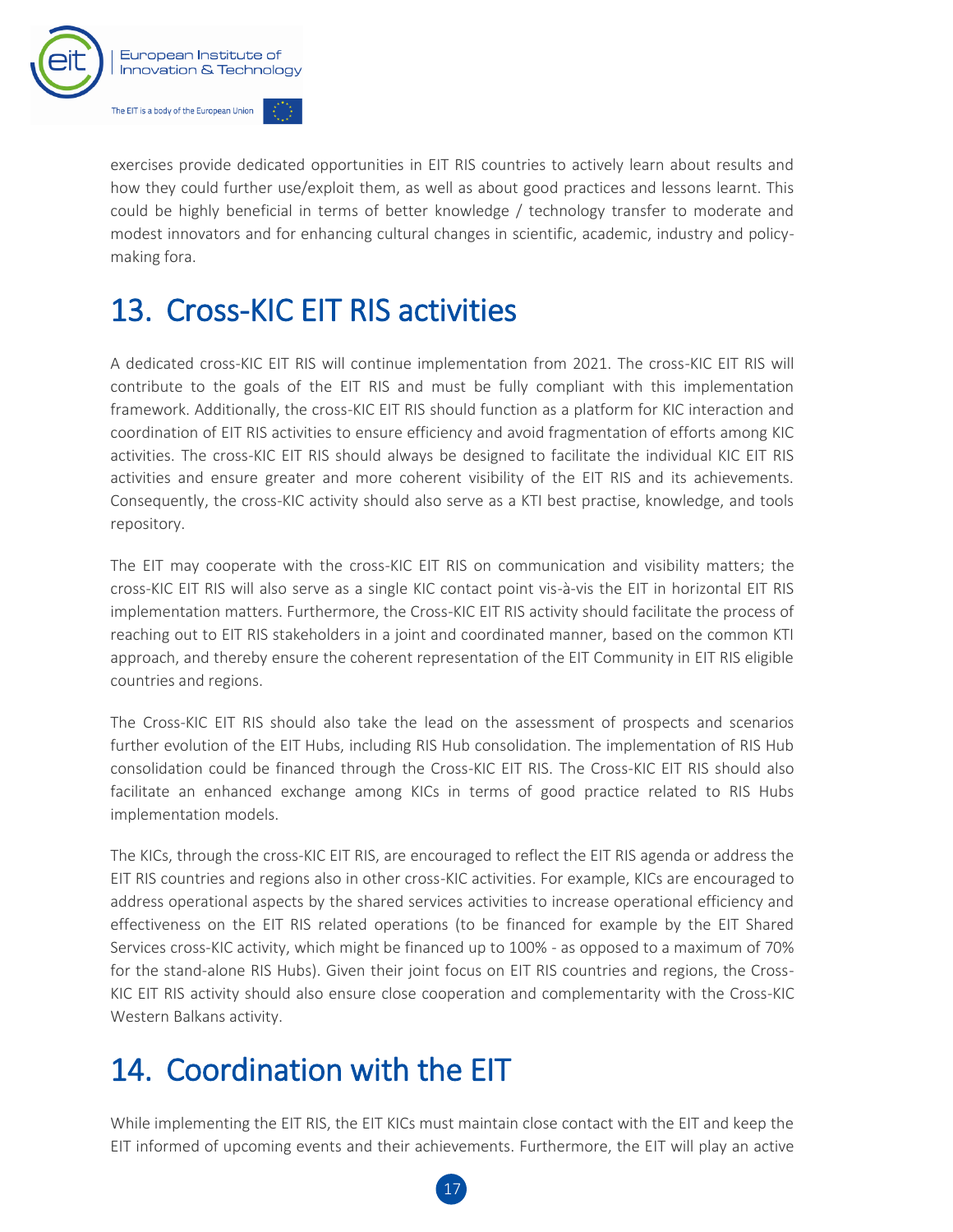exercises provide dedicated opportunities in EIT RIS countries to actively learn about results and how they could further use/exploit them, as well as about good practices and lessons learnt. This could be highly beneficial in terms of better knowledge / technology transfer to moderate and modest innovators and for enhancing cultural changes in scientific, academic, industry and policy-making fora.

# 13. Cross-KIC EIT RIS activities

A dedicated cross-KIC EIT RIS will continue implementation from 2021. The cross-KIC EIT RIS will contribute to the goals of the EIT RIS and must be fully compliant with this implementation framework. Additionally, the cross-KIC EIT RIS should function as a platform for KIC interaction and coordination of EIT RIS activities to ensure efficiency and avoid fragmentation of efforts among KIC activities. The cross-KIC EIT RIS should always be designed to facilitate the individual KIC EIT RIS activities and ensure greater and more coherent visibility of the EIT RIS and its achievements. Consequently, the cross-KIC activity should also serve as a KTI best practise, knowledge, and tools repository.

The EIT may cooperate with the cross-KIC EIT RIS on communication and visibility matters; the cross-KIC EIT RIS will also serve as a single KIC contact point vis-à-vis the EIT in horizontal EIT RIS implementation matters. Furthermore, the Cross-KIC EIT RIS activity should facilitate the process of reaching out to EIT RIS stakeholders in a joint and coordinated manner, based on the common KTI approach, and thereby ensure the coherent representation of the EIT Community in EIT RIS eligible countries and regions.

The Cross-KIC EIT RIS should also take the lead on the assessment of prospects and scenarios further evolution of the EIT Hubs, including RIS Hub consolidation. The implementation of RIS Hub consolidation could be financed through the Cross-KIC EIT RIS. The Cross-KIC EIT RIS should also facilitate an enhanced exchange among KICs in terms of good practice related to RIS Hubs implementation models.

The KICs, through the cross-KIC EIT RIS, are encouraged to reflect the EIT RIS agenda or address the EIT RIS countries and regions also in other cross-KIC activities. For example, KICs are encouraged to address operational aspects by the shared services activities to increase operational efficiency and effectiveness on the EIT RIS related operations (to be financed for example by the EIT Shared Services cross-KIC activity, which might be financed up to 100% - as opposed to a maximum of 70% for the stand-alone RIS Hubs). Given their joint focus on EIT RIS countries and regions, the Cross-KIC EIT RIS activity should also ensure close cooperation and complementarity with the Cross-KIC Western Balkans activity.

# 14. Coordination with the EIT

While implementing the EIT RIS, the EIT KICs must maintain close contact with the EIT and keep the EIT informed of upcoming events and their achievements. Furthermore, the EIT will play an active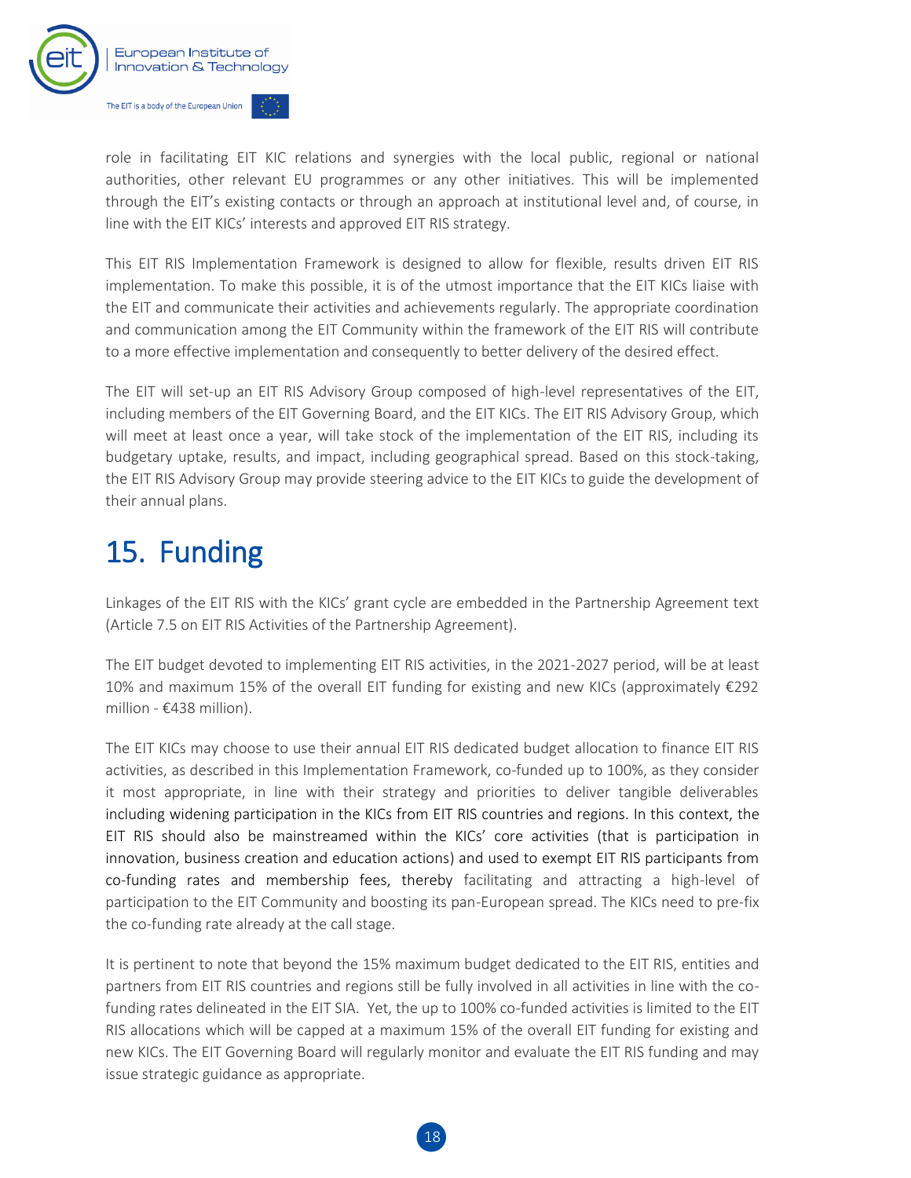role in facilitating EIT KIC relations and synergies with the local public, regional or national authorities, other relevant EU programmes or any other initiatives. This will be implemented through the EIT's existing contacts or through an approach at institutional level and, of course, in line with the EIT KICs' interests and approved EIT RIS strategy.

This EIT RIS Implementation Framework is designed to allow for flexible, results driven EIT RIS implementation. To make this possible, it is of the utmost importance that the EIT KICs liaise with the EIT and communicate their activities and achievements regularly. The appropriate coordination and communication among the EIT Community within the framework of the EIT RIS will contribute to a more effective implementation and consequently to better delivery of the desired effect.

The EIT will set-up an EIT RIS Advisory Group composed of high-level representatives of the EIT, including members of the EIT Governing Board, and the EIT KICs. The EIT RIS Advisory Group, which will meet at least once a year, will take stock of the implementation of the EIT RIS, including its budgetary uptake, results, and impact, including geographical spread. Based on this stock-taking, the EIT RIS Advisory Group may provide steering advice to the EIT KICs to guide the development of their annual plans.

# 15. Funding

Linkages of the EIT RIS with the KICs' grant cycle are embedded in the Partnership Agreement text (Article 7.5 on EIT RIS Activities of the Partnership Agreement).

The EIT budget devoted to implementing EIT RIS activities, in the 2021-2027 period, will be at least 10% and maximum 15% of the overall EIT funding for existing and new KICs (approximately €292 million - €438 million).

The EIT KICs may choose to use their annual EIT RIS dedicated budget allocation to finance EIT RIS activities, as described in this Implementation Framework, co-funded up to 100%, as they consider it most appropriate, in line with their strategy and priorities to deliver tangible deliverables including widening participation in the KICs from EIT RIS countries and regions. In this context, the EIT RIS should also be mainstreamed within the KICs' core activities (that is participation in innovation, business creation and education actions) and used to exempt EIT RIS participants from co-funding rates and membership fees, thereby facilitating and attracting a high-level of participation to the EIT Community and boosting its pan-European spread. The KICs need to pre-fix the co-funding rate already at the call stage.

It is pertinent to note that beyond the 15% maximum budget dedicated to the EIT RIS, entities and partners from EIT RIS countries and regions still be fully involved in all activities in line with the co-funding rates delineated in the EIT SIA. Yet, the up to 100% co-funded activities is limited to the EIT RIS allocations which will be capped at a maximum 15% of the overall EIT funding for existing and new KICs. The EIT Governing Board will regularly monitor and evaluate the EIT RIS funding and may issue strategic guidance as appropriate.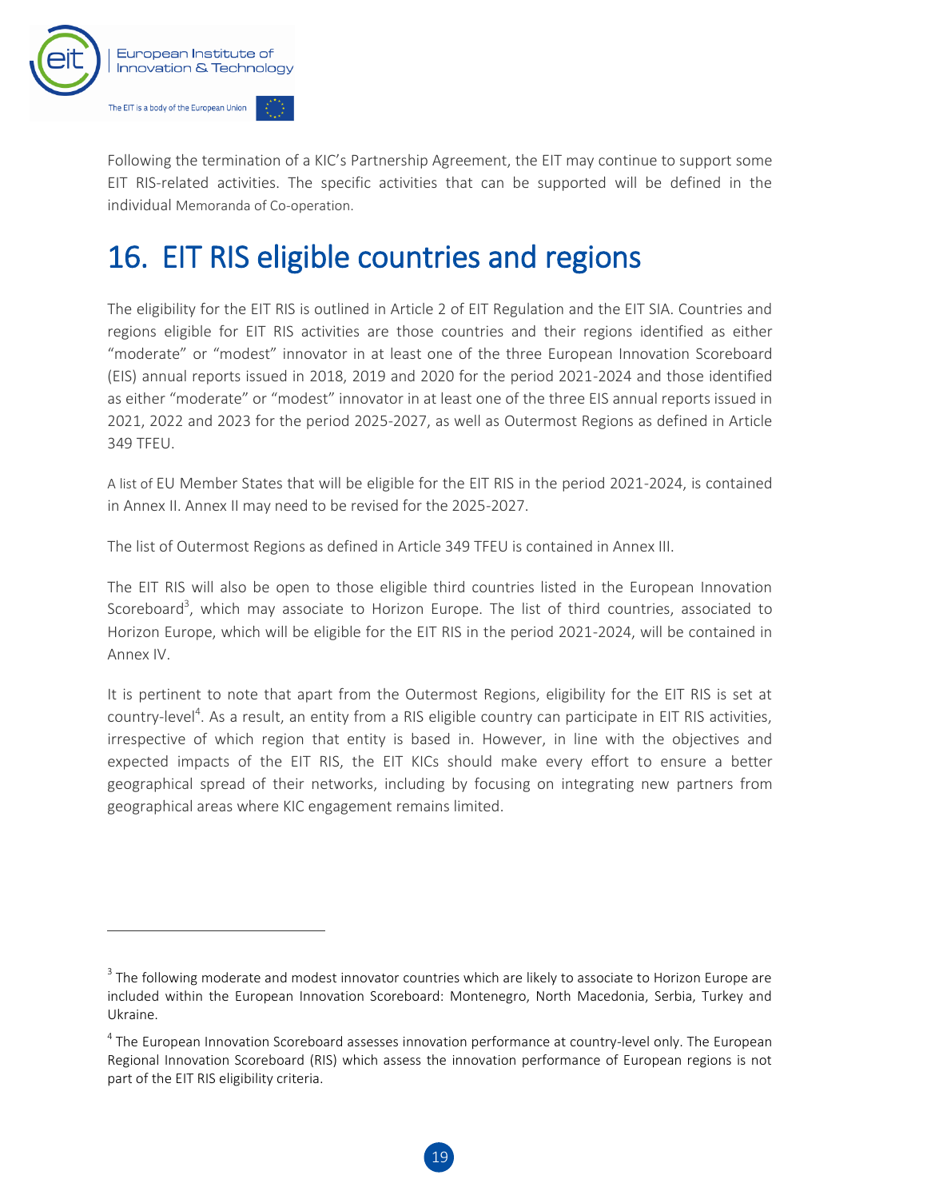Following the termination of a KIC's Partnership Agreement, the EIT may continue to support some EIT RIS-related activities. The specific activities that can be supported will be defined in the individual Memoranda of Co-operation.

# 16. EIT RIS eligible countries and regions

The eligibility for the EIT RIS is outlined in Article 2 of EIT Regulation and the EIT SIA. Countries and regions eligible for EIT RIS activities are those countries and their regions identified as either "moderate" or "modest" innovator in at least one of the three European Innovation Scoreboard (EIS) annual reports issued in 2018, 2019 and 2020 for the period 2021-2024 and those identified as either "moderate" or "modest" innovator in at least one of the three EIS annual reports issued in 2021, 2022 and 2023 for the period 2025-2027, as well as Outermost Regions as defined in Article 349 TFEU.

A list of EU Member States that will be eligible for the EIT RIS in the period 2021-2024, is contained in Annex II. Annex II may need to be revised for the 2025-2027.

The list of Outermost Regions as defined in Article 349 TFEU is contained in Annex III.

The EIT RIS will also be open to those eligible third countries listed in the European Innovation Scoreboard[3], which may associate to Horizon Europe. The list of third countries, associated to Horizon Europe, which will be eligible for the EIT RIS in the period 2021-2024, will be contained in Annex IV.

It is pertinent to note that apart from the Outermost Regions, eligibility for the EIT RIS is set at country-level[4]. As a result, an entity from a RIS eligible country can participate in EIT RIS activities, irrespective of which region that entity is based in. However, in line with the objectives and expected impacts of the EIT RIS, the EIT KICs should make every effort to ensure a better geographical spread of their networks, including by focusing on integrating new partners from geographical areas where KIC engagement remains limited.

---

[3] The following moderate and modest innovator countries which are likely to associate to Horizon Europe are included within the European Innovation Scoreboard: Montenegro, North Macedonia, Serbia, Turkey and Ukraine.

[4] The European Innovation Scoreboard assesses innovation performance at country-level only. The European Regional Innovation Scoreboard (RIS) which assess the innovation performance of European regions is not part of the EIT RIS eligibility criteria.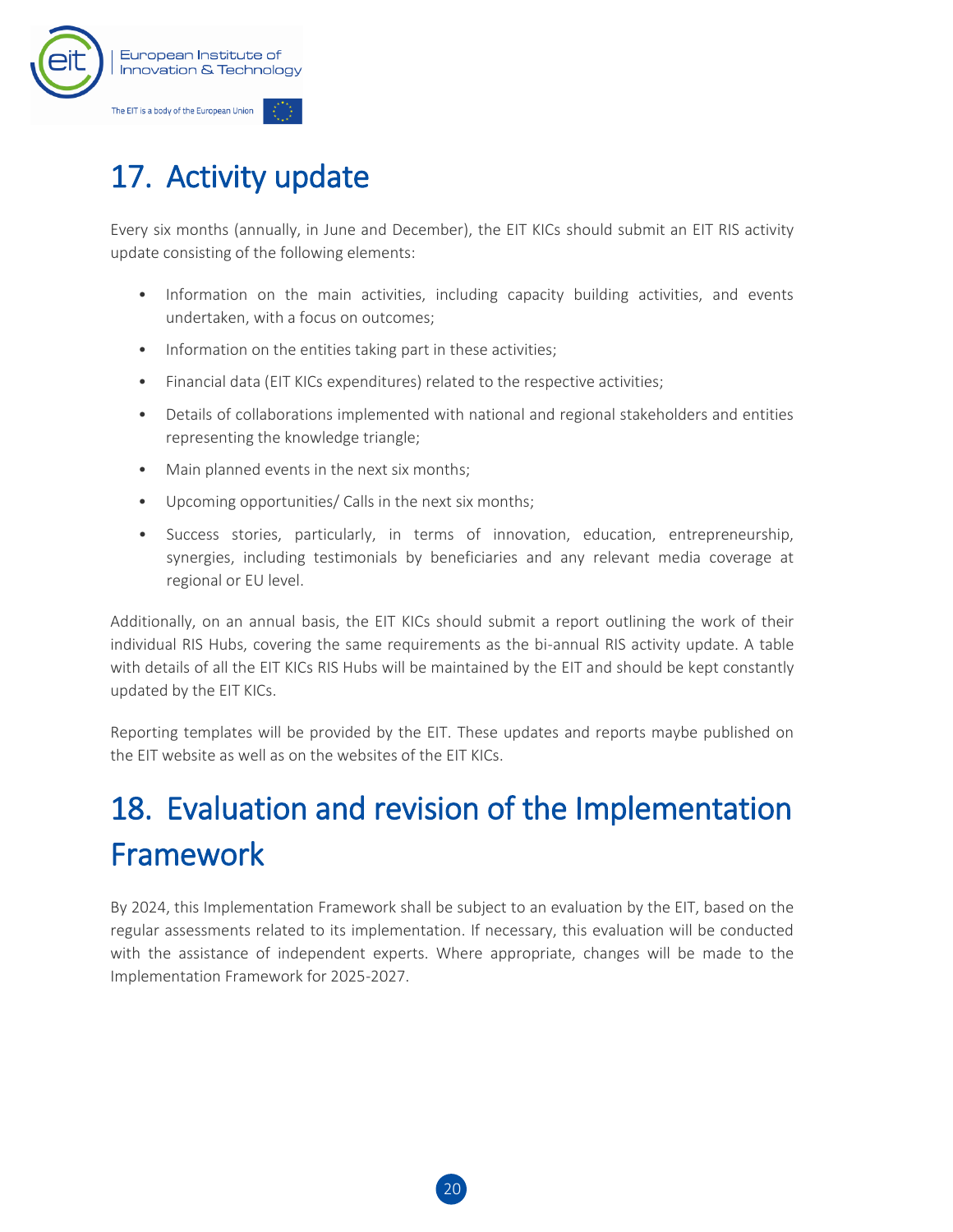# 17. Activity update

Every six months (annually, in June and December), the EIT KICs should submit an EIT RIS activity update consisting of the following elements:

- Information on the main activities, including capacity building activities, and events undertaken, with a focus on outcomes;
- Information on the entities taking part in these activities;
- Financial data (EIT KICs expenditures) related to the respective activities;
- Details of collaborations implemented with national and regional stakeholders and entities representing the knowledge triangle;
- Main planned events in the next six months;
- Upcoming opportunities/ Calls in the next six months;
- Success stories, particularly, in terms of innovation, education, entrepreneurship, synergies, including testimonials by beneficiaries and any relevant media coverage at regional or EU level.

Additionally, on an annual basis, the EIT KICs should submit a report outlining the work of their individual RIS Hubs, covering the same requirements as the bi-annual RIS activity update. A table with details of all the EIT KICs RIS Hubs will be maintained by the EIT and should be kept constantly updated by the EIT KICs.

Reporting templates will be provided by the EIT. These updates and reports maybe published on the EIT website as well as on the websites of the EIT KICs.

# 18. Evaluation and revision of the Implementation Framework

By 2024, this Implementation Framework shall be subject to an evaluation by the EIT, based on the regular assessments related to its implementation. If necessary, this evaluation will be conducted with the assistance of independent experts. Where appropriate, changes will be made to the Implementation Framework for 2025-2027.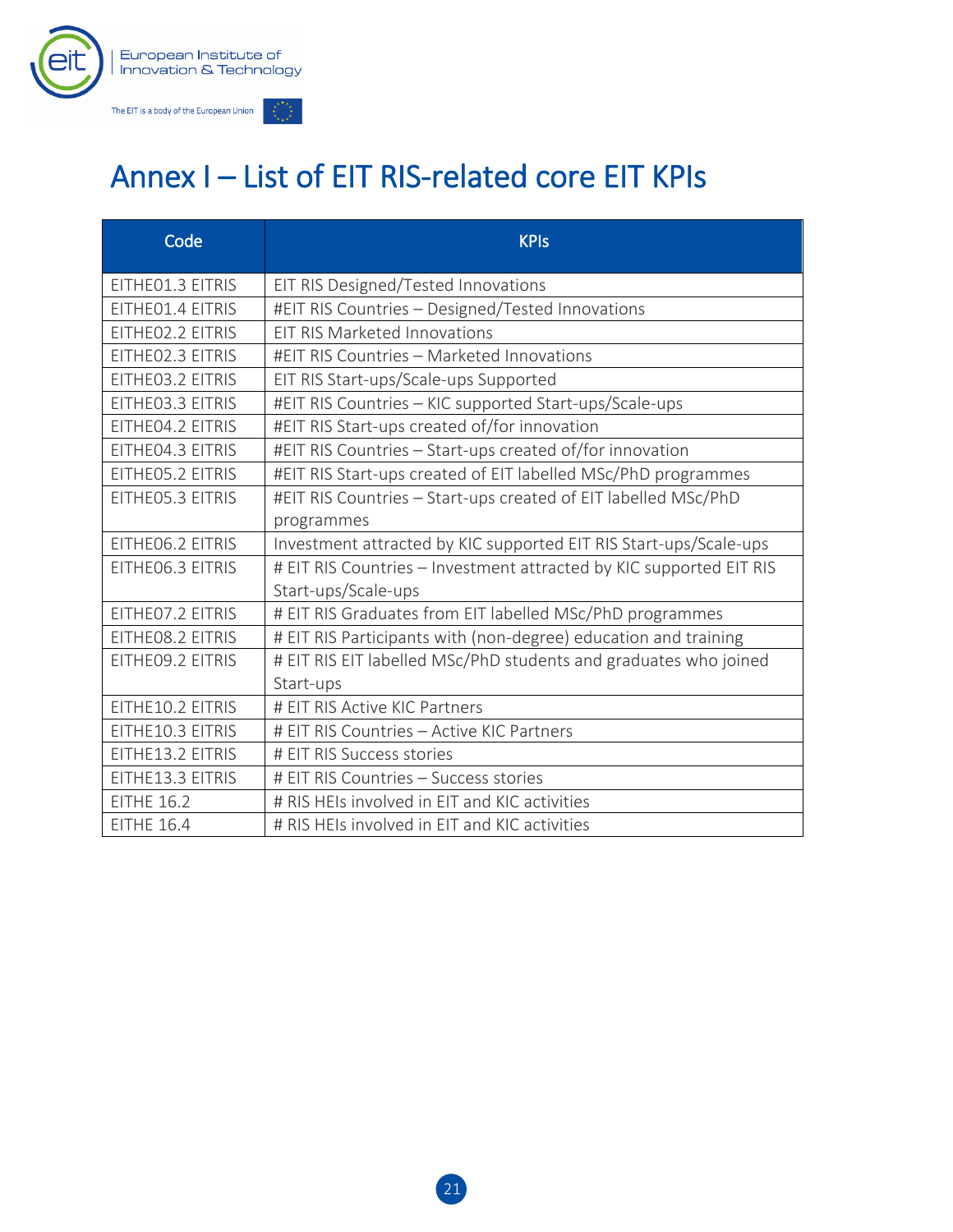# Annex I – List of EIT RIS-related core EIT KPIs

| Code | KPIs |
|---|---|
| EITHE01.3 EITRIS | EIT RIS Designed/Tested Innovations |
| EITHE01.4 EITRIS | #EIT RIS Countries – Designed/Tested Innovations |
| EITHE02.2 EITRIS | EIT RIS Marketed Innovations |
| EITHE02.3 EITRIS | #EIT RIS Countries – Marketed Innovations |
| EITHE03.2 EITRIS | EIT RIS Start-ups/Scale-ups Supported |
| EITHE03.3 EITRIS | #EIT RIS Countries – KIC supported Start-ups/Scale-ups |
| EITHE04.2 EITRIS | #EIT RIS Start-ups created of/for innovation |
| EITHE04.3 EITRIS | #EIT RIS Countries – Start-ups created of/for innovation |
| EITHE05.2 EITRIS | #EIT RIS Start-ups created of EIT labelled MSc/PhD programmes |
| EITHE05.3 EITRIS | #EIT RIS Countries – Start-ups created of EIT labelled MSc/PhD programmes |
| EITHE06.2 EITRIS | Investment attracted by KIC supported EIT RIS Start-ups/Scale-ups |
| EITHE06.3 EITRIS | # EIT RIS Countries – Investment attracted by KIC supported EIT RIS Start-ups/Scale-ups |
| EITHE07.2 EITRIS | # EIT RIS Graduates from EIT labelled MSc/PhD programmes |
| EITHE08.2 EITRIS | # EIT RIS Participants with (non-degree) education and training |
| EITHE09.2 EITRIS | # EIT RIS EIT labelled MSc/PhD students and graduates who joined Start-ups |
| EITHE10.2 EITRIS | # EIT RIS Active KIC Partners |
| EITHE10.3 EITRIS | # EIT RIS Countries – Active KIC Partners |
| EITHE13.2 EITRIS | # EIT RIS Success stories |
| EITHE13.3 EITRIS | # EIT RIS Countries – Success stories |
| EITHE 16.2 | # RIS HEIs involved in EIT and KIC activities |
| EITHE 16.4 | # RIS HEIs involved in EIT and KIC activities |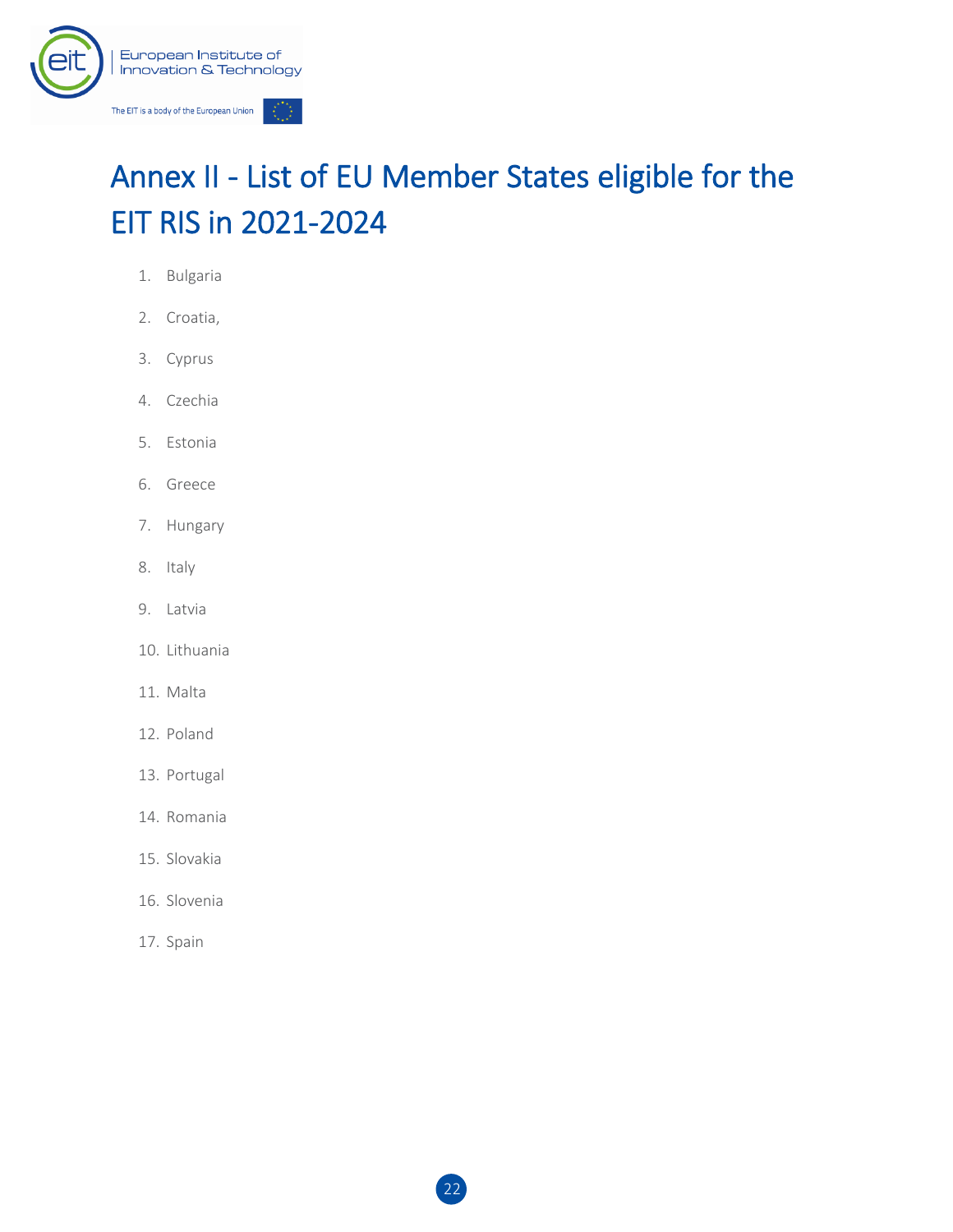# Annex II - List of EU Member States eligible for the EIT RIS in 2021-2024

1. Bulgaria
2. Croatia,
3. Cyprus
4. Czechia
5. Estonia
6. Greece
7. Hungary
8. Italy
9. Latvia
10. Lithuania
11. Malta
12. Poland
13. Portugal
14. Romania
15. Slovakia
16. Slovenia
17. Spain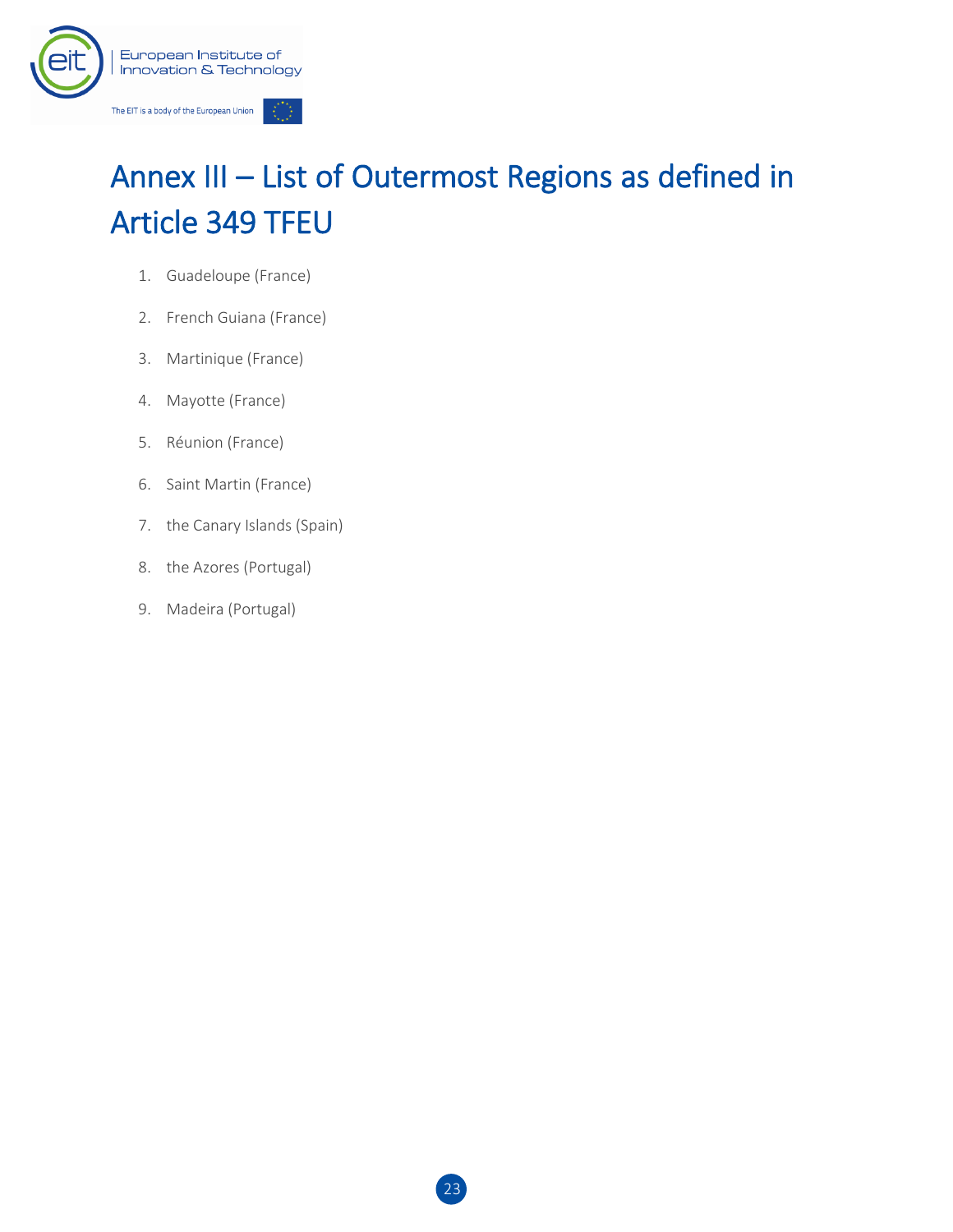# Annex III – List of Outermost Regions as defined in Article 349 TFEU

1. Guadeloupe (France)
2. French Guiana (France)
3. Martinique (France)
4. Mayotte (France)
5. Réunion (France)
6. Saint Martin (France)
7. the Canary Islands (Spain)
8. the Azores (Portugal)
9. Madeira (Portugal)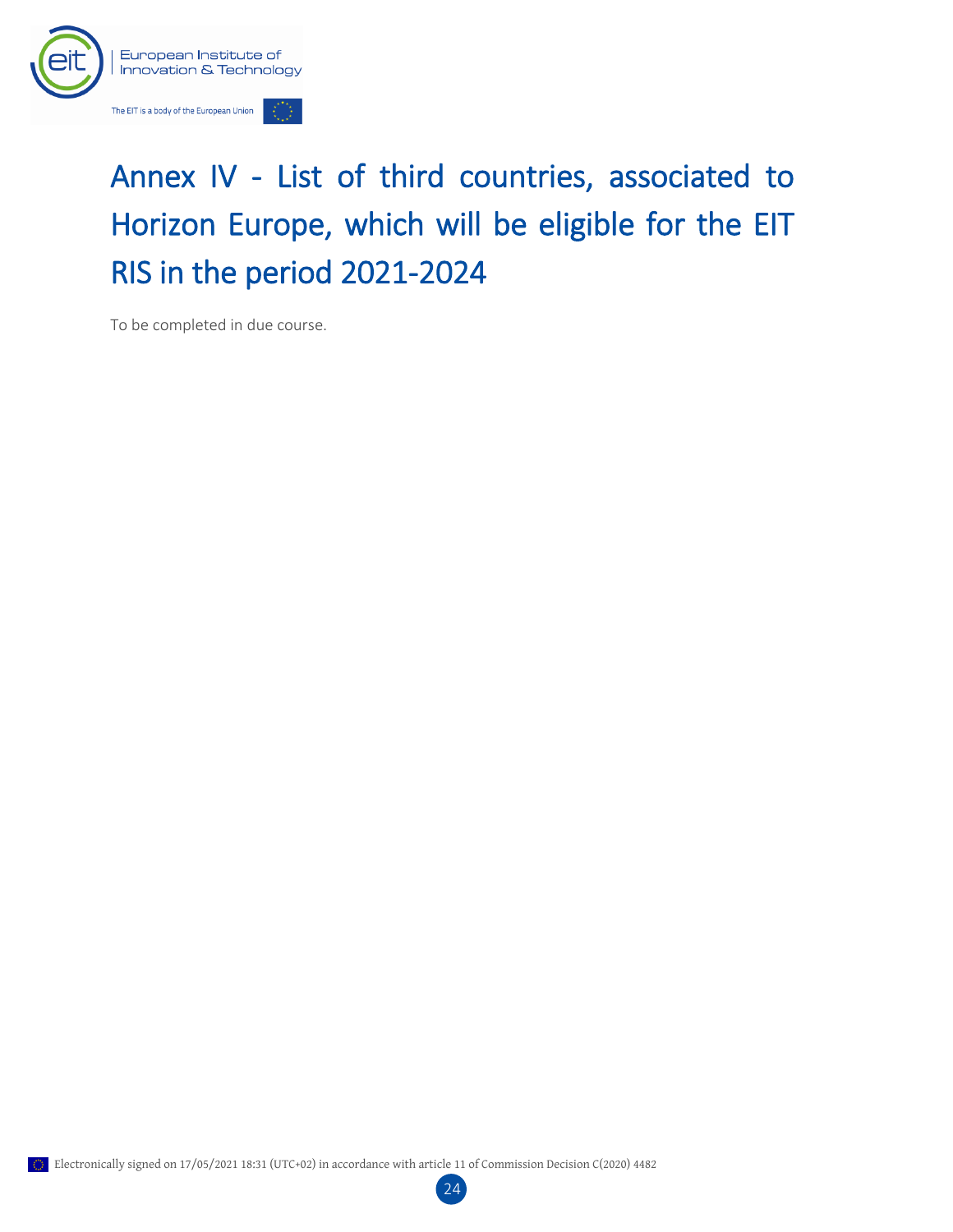# Annex IV - List of third countries, associated to Horizon Europe, which will be eligible for the EIT RIS in the period 2021-2024

To be completed in due course.